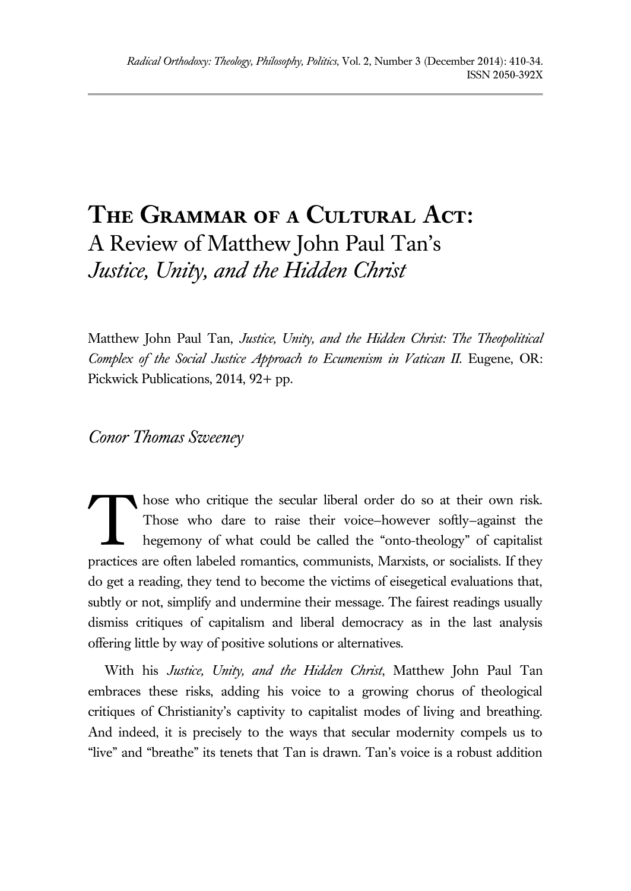# The Grammar of a Cultural Act: A Review of Matthew John Paul Tan's *Justice, Unity, and the Hidden Christ*

Matthew John Paul Tan, *Justice, Unity, and the Hidden Christ: The Theopolitical Complex of the Social Justice Approach to Ecumenism in Vatican II*. Eugene, OR: Pickwick Publications, 2014, 92+ pp.

*Conor Thomas Sweeney*

Those who critique the secular liberal order do so at their own risk. Those who dare to raise their voice–however softly–against the hegemony of what could be called the "onto-theology" of capitalist practices are often labeled romantics, communists, Marxists, or socialists. If they do get a reading, they tend to become the victims of eisegetical evaluations that, subtly or not, simplify and undermine their message. The fairest readings usually dismiss critiques of capitalism and liberal democracy as in the last analysis offering little by way of positive solutions or alternatives.

With his *Justice, Unity, and the Hidden Christ*, Matthew John Paul Tan embraces these risks, adding his voice to a growing chorus of theological critiques of Christianity's captivity to capitalist modes of living and breathing. And indeed, it is precisely to the ways that secular modernity compels us to "live" and "breathe" its tenets that Tan is drawn. Tan's voice is a robust addition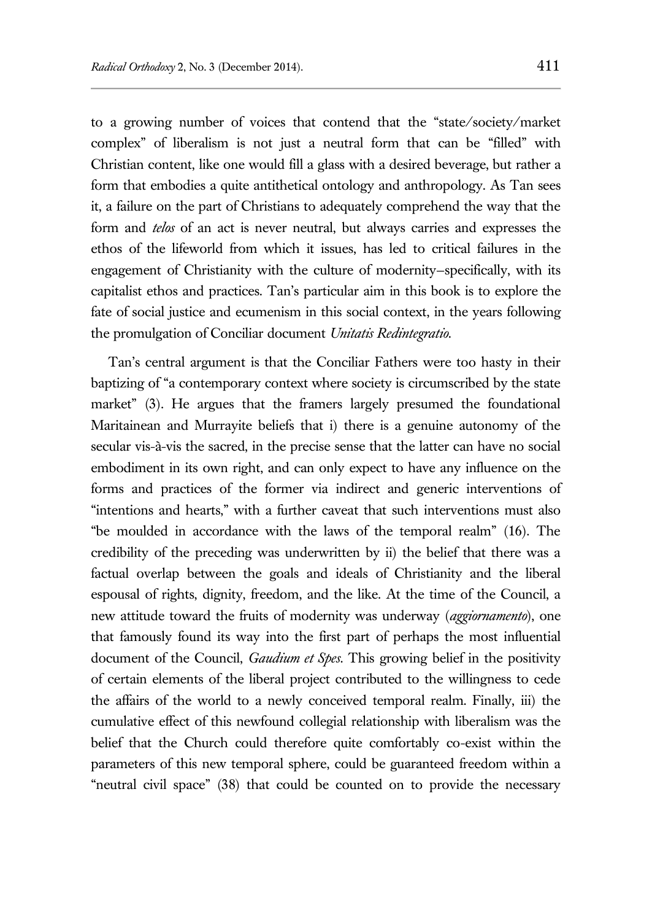to a growing number of voices that contend that the "state/society/market complex" of liberalism is not just a neutral form that can be "filled" with Christian content, like one would fill a glass with a desired beverage, but rather a form that embodies a quite antithetical ontology and anthropology. As Tan sees it, a failure on the part of Christians to adequately comprehend the way that the form and *telos* of an act is never neutral, but always carries and expresses the ethos of the lifeworld from which it issues, has led to critical failures in the engagement of Christianity with the culture of modernity–specifically, with its capitalist ethos and practices. Tan's particular aim in this book is to explore the fate of social justice and ecumenism in this social context, in the years following the promulgation of Conciliar document *Unitatis Redintegratio*.

Tan's central argument is that the Conciliar Fathers were too hasty in their baptizing of "a contemporary context where society is circumscribed by the state market" (3). He argues that the framers largely presumed the foundational Maritainean and Murrayite beliefs that i) there is a genuine autonomy of the secular vis-à-vis the sacred, in the precise sense that the latter can have no social embodiment in its own right, and can only expect to have any influence on the forms and practices of the former via indirect and generic interventions of "intentions and hearts," with a further caveat that such interventions must also "be moulded in accordance with the laws of the temporal realm" (16). The credibility of the preceding was underwritten by ii) the belief that there was a factual overlap between the goals and ideals of Christianity and the liberal espousal of rights, dignity, freedom, and the like. At the time of the Council, a new attitude toward the fruits of modernity was underway (*aggiornamento*), one that famously found its way into the first part of perhaps the most influential document of the Council, *Gaudium et Spes*. This growing belief in the positivity of certain elements of the liberal project contributed to the willingness to cede the affairs of the world to a newly conceived temporal realm. Finally, iii) the cumulative effect of this newfound collegial relationship with liberalism was the belief that the Church could therefore quite comfortably co-exist within the parameters of this new temporal sphere, could be guaranteed freedom within a "neutral civil space" (38) that could be counted on to provide the necessary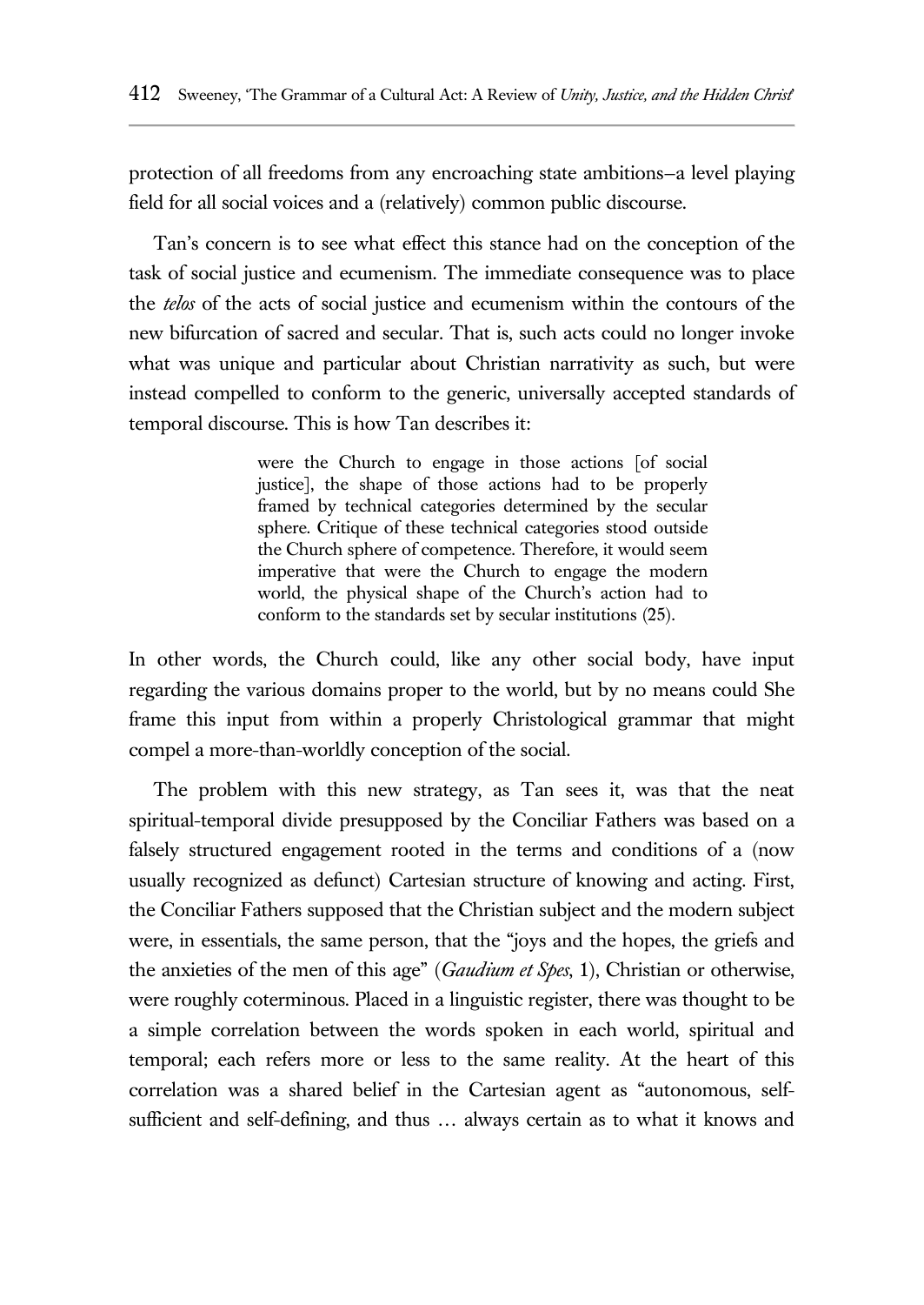protection of all freedoms from any encroaching state ambitions–a level playing field for all social voices and a (relatively) common public discourse.

Tan's concern is to see what effect this stance had on the conception of the task of social justice and ecumenism. The immediate consequence was to place the *telos* of the acts of social justice and ecumenism within the contours of the new bifurcation of sacred and secular. That is, such acts could no longer invoke what was unique and particular about Christian narrativity as such, but were instead compelled to conform to the generic, universally accepted standards of temporal discourse. This is how Tan describes it:

> were the Church to engage in those actions [of social justice], the shape of those actions had to be properly framed by technical categories determined by the secular sphere. Critique of these technical categories stood outside the Church sphere of competence. Therefore, it would seem imperative that were the Church to engage the modern world, the physical shape of the Church's action had to conform to the standards set by secular institutions (25).

In other words, the Church could, like any other social body, have input regarding the various domains proper to the world, but by no means could She frame this input from within a properly Christological grammar that might compel a more-than-worldly conception of the social.

The problem with this new strategy, as Tan sees it, was that the neat spiritual-temporal divide presupposed by the Conciliar Fathers was based on a falsely structured engagement rooted in the terms and conditions of a (now usually recognized as defunct) Cartesian structure of knowing and acting. First, the Conciliar Fathers supposed that the Christian subject and the modern subject were, in essentials, the same person, that the "joys and the hopes, the griefs and the anxieties of the men of this age" (*Gaudium et Spes*, 1), Christian or otherwise, were roughly coterminous. Placed in a linguistic register, there was thought to be a simple correlation between the words spoken in each world, spiritual and temporal; each refers more or less to the same reality. At the heart of this correlation was a shared belief in the Cartesian agent as "autonomous, self-sufficient and self-defining, and thus … always certain as to what it knows and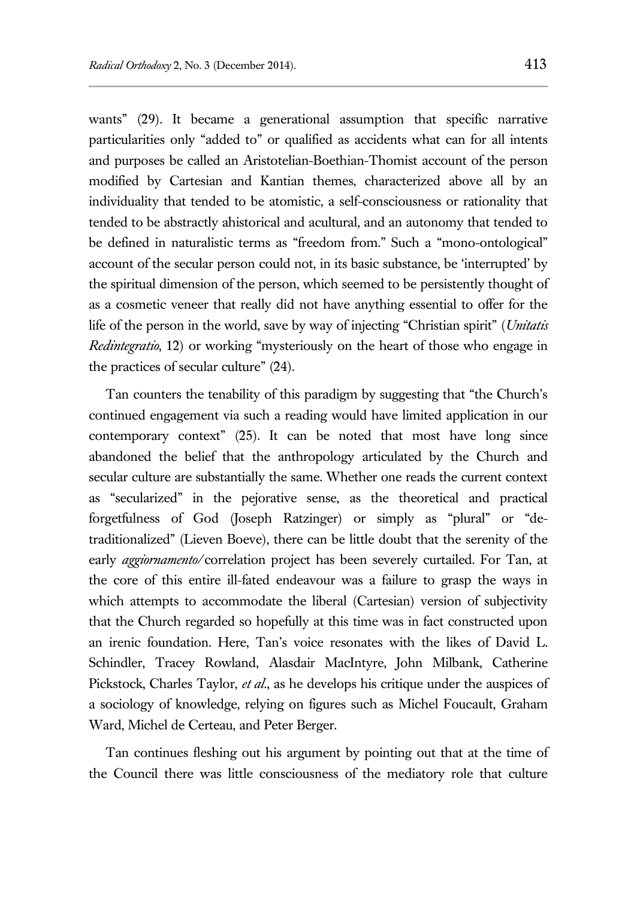wants" (29). It became a generational assumption that specific narrative particularities only "added to" or qualified as accidents what can for all intents and purposes be called an Aristotelian-Boethian-Thomist account of the person modified by Cartesian and Kantian themes, characterized above all by an individuality that tended to be atomistic, a self-consciousness or rationality that tended to be abstractly ahistorical and acultural, and an autonomy that tended to be defined in naturalistic terms as "freedom from." Such a "mono-ontological" account of the secular person could not, in its basic substance, be 'interrupted' by the spiritual dimension of the person, which seemed to be persistently thought of as a cosmetic veneer that really did not have anything essential to offer for the life of the person in the world, save by way of injecting "Christian spirit" (*Unitatis Redintegratio*, 12) or working "mysteriously on the heart of those who engage in the practices of secular culture" (24).

Tan counters the tenability of this paradigm by suggesting that "the Church's continued engagement via such a reading would have limited application in our contemporary context" (25). It can be noted that most have long since abandoned the belief that the anthropology articulated by the Church and secular culture are substantially the same. Whether one reads the current context as "secularized" in the pejorative sense, as the theoretical and practical forgetfulness of God (Joseph Ratzinger) or simply as "plural" or "de-traditionalized" (Lieven Boeve), there can be little doubt that the serenity of the early *aggiornamento/*correlation project has been severely curtailed. For Tan, at the core of this entire ill-fated endeavour was a failure to grasp the ways in which attempts to accommodate the liberal (Cartesian) version of subjectivity that the Church regarded so hopefully at this time was in fact constructed upon an irenic foundation. Here, Tan's voice resonates with the likes of David L. Schindler, Tracey Rowland, Alasdair MacIntyre, John Milbank, Catherine Pickstock, Charles Taylor, *et al.*, as he develops his critique under the auspices of a sociology of knowledge, relying on figures such as Michel Foucault, Graham Ward, Michel de Certeau, and Peter Berger.

Tan continues fleshing out his argument by pointing out that at the time of the Council there was little consciousness of the mediatory role that culture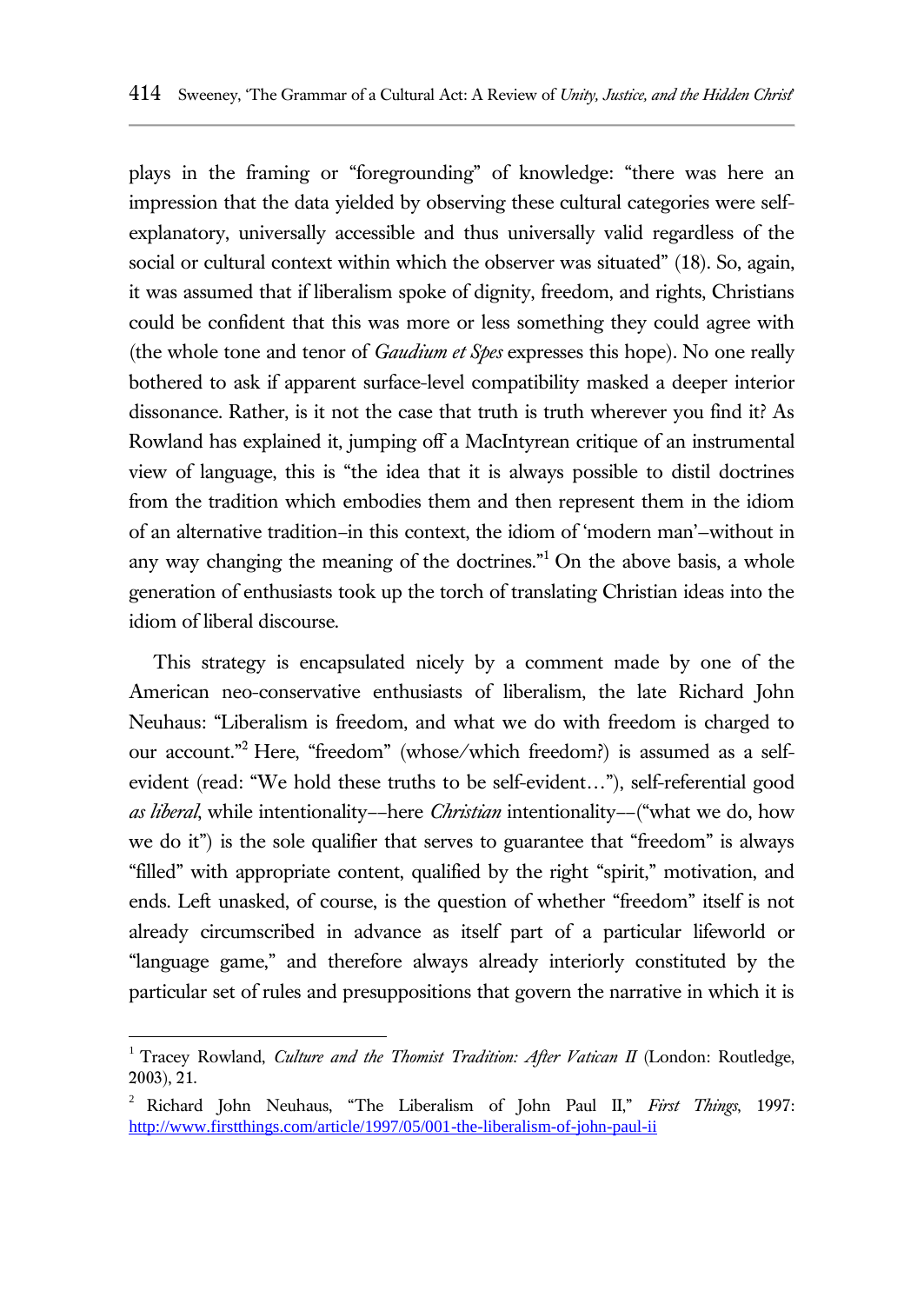plays in the framing or "foregrounding" of knowledge: "there was here an impression that the data yielded by observing these cultural categories were self-explanatory, universally accessible and thus universally valid regardless of the social or cultural context within which the observer was situated" (18). So, again, it was assumed that if liberalism spoke of dignity, freedom, and rights, Christians could be confident that this was more or less something they could agree with (the whole tone and tenor of *Gaudium et Spes* expresses this hope). No one really bothered to ask if apparent surface-level compatibility masked a deeper interior dissonance. Rather, is it not the case that truth is truth wherever you find it? As Rowland has explained it, jumping off a MacIntyrean critique of an instrumental view of language, this is "the idea that it is always possible to distil doctrines from the tradition which embodies them and then represent them in the idiom of an alternative tradition–in this context, the idiom of 'modern man'–without in any way changing the meaning of the doctrines."[1] On the above basis, a whole generation of enthusiasts took up the torch of translating Christian ideas into the idiom of liberal discourse.

This strategy is encapsulated nicely by a comment made by one of the American neo-conservative enthusiasts of liberalism, the late Richard John Neuhaus: "Liberalism is freedom, and what we do with freedom is charged to our account."[2] Here, "freedom" (whose/which freedom?) is assumed as a self-evident (read: "We hold these truths to be self-evident…"), self-referential good *as liberal*, while intentionality––here *Christian* intentionality––("what we do, how we do it") is the sole qualifier that serves to guarantee that "freedom" is always "filled" with appropriate content, qualified by the right "spirit," motivation, and ends. Left unasked, of course, is the question of whether "freedom" itself is not already circumscribed in advance as itself part of a particular lifeworld or "language game," and therefore always already interiorly constituted by the particular set of rules and presuppositions that govern the narrative in which it is

---

[1] Tracey Rowland, *Culture and the Thomist Tradition: After Vatican II* (London: Routledge, 2003), 21.

[2] Richard John Neuhaus, "The Liberalism of John Paul II," *First Things*, 1997: http://www.firstthings.com/article/1997/05/001-the-liberalism-of-john-paul-ii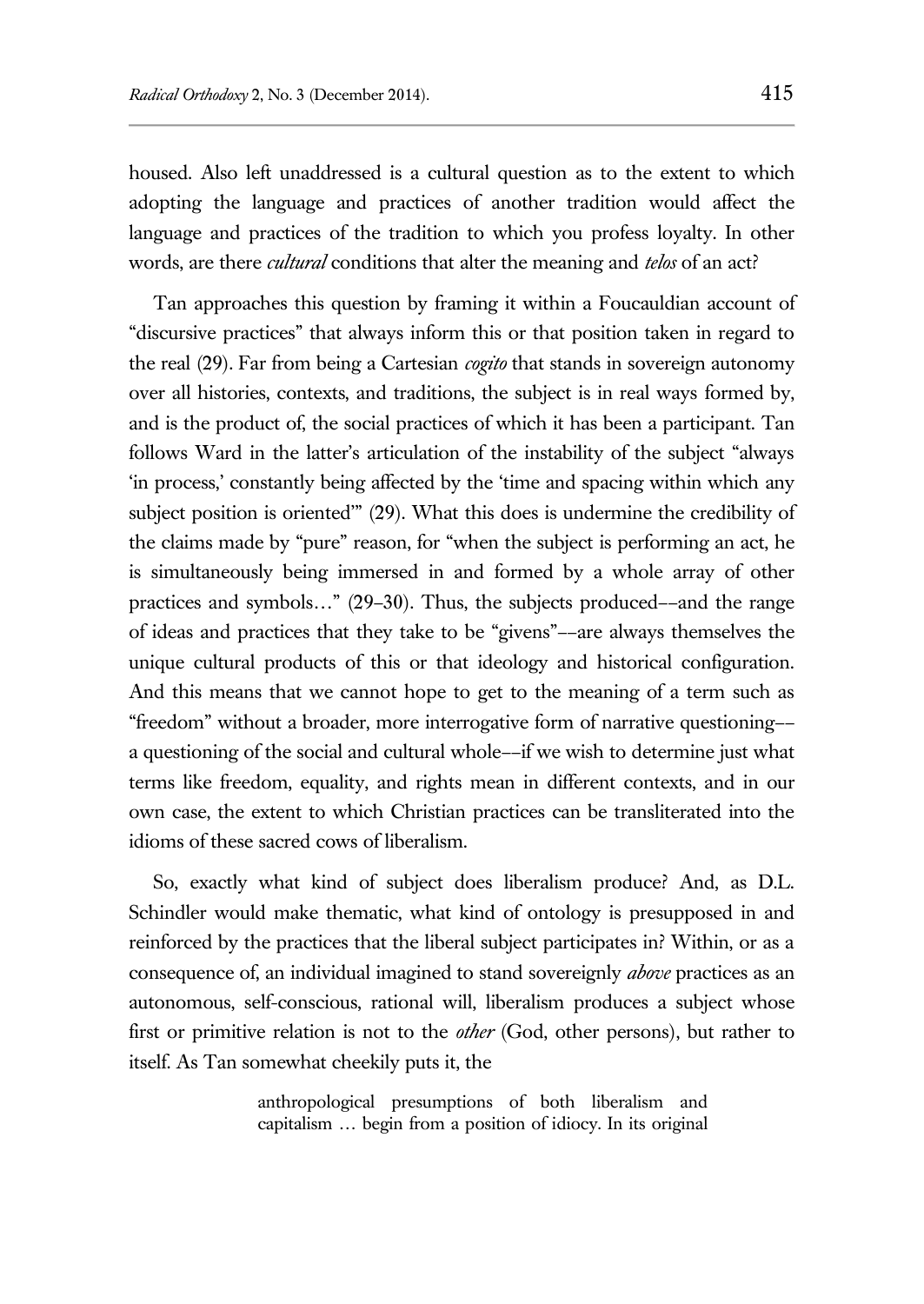housed. Also left unaddressed is a cultural question as to the extent to which adopting the language and practices of another tradition would affect the language and practices of the tradition to which you profess loyalty. In other words, are there *cultural* conditions that alter the meaning and *telos* of an act?

Tan approaches this question by framing it within a Foucauldian account of "discursive practices" that always inform this or that position taken in regard to the real (29). Far from being a Cartesian *cogito* that stands in sovereign autonomy over all histories, contexts, and traditions, the subject is in real ways formed by, and is the product of, the social practices of which it has been a participant. Tan follows Ward in the latter's articulation of the instability of the subject "always 'in process,' constantly being affected by the 'time and spacing within which any subject position is oriented'" (29). What this does is undermine the credibility of the claims made by "pure" reason, for "when the subject is performing an act, he is simultaneously being immersed in and formed by a whole array of other practices and symbols…" (29–30). Thus, the subjects produced––and the range of ideas and practices that they take to be "givens"––are always themselves the unique cultural products of this or that ideology and historical configuration. And this means that we cannot hope to get to the meaning of a term such as "freedom" without a broader, more interrogative form of narrative questioning––a questioning of the social and cultural whole––if we wish to determine just what terms like freedom, equality, and rights mean in different contexts, and in our own case, the extent to which Christian practices can be transliterated into the idioms of these sacred cows of liberalism.

So, exactly what kind of subject does liberalism produce? And, as D.L. Schindler would make thematic, what kind of ontology is presupposed in and reinforced by the practices that the liberal subject participates in? Within, or as a consequence of, an individual imagined to stand sovereignly *above* practices as an autonomous, self-conscious, rational will, liberalism produces a subject whose first or primitive relation is not to the *other* (God, other persons), but rather to itself. As Tan somewhat cheekily puts it, the

> anthropological presumptions of both liberalism and capitalism … begin from a position of idiocy. In its original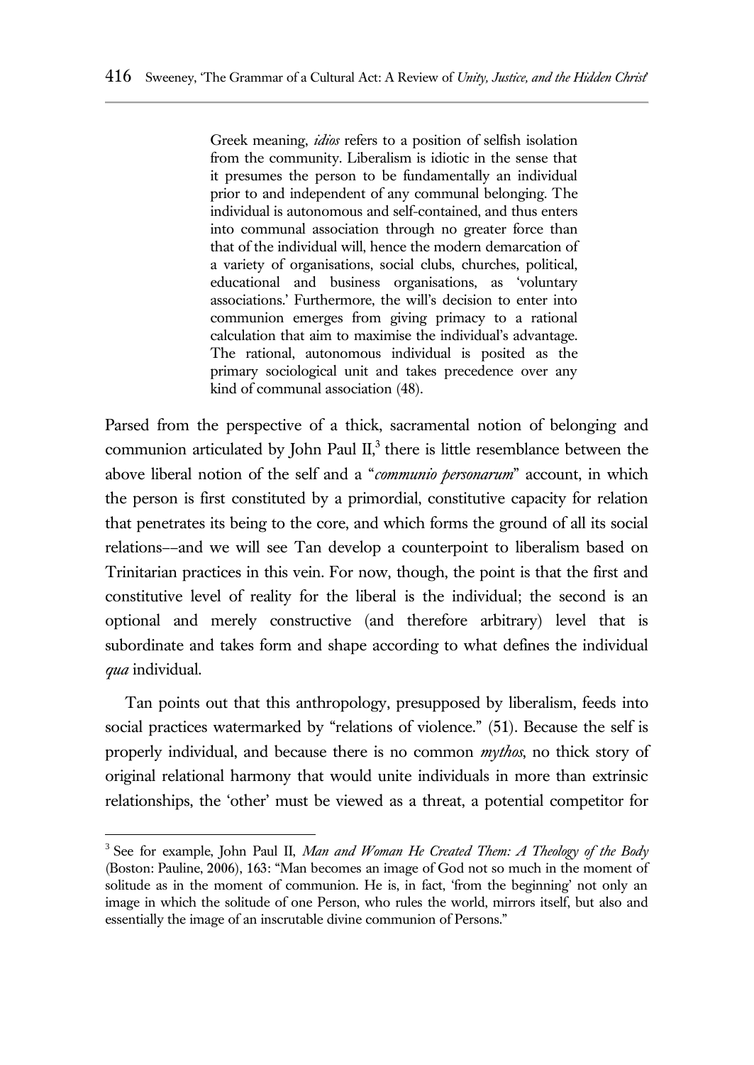> Greek meaning, *idios* refers to a position of selfish isolation from the community. Liberalism is idiotic in the sense that it presumes the person to be fundamentally an individual prior to and independent of any communal belonging. The individual is autonomous and self-contained, and thus enters into communal association through no greater force than that of the individual will, hence the modern demarcation of a variety of organisations, social clubs, churches, political, educational and business organisations, as 'voluntary associations.' Furthermore, the will's decision to enter into communion emerges from giving primacy to a rational calculation that aim to maximise the individual's advantage. The rational, autonomous individual is posited as the primary sociological unit and takes precedence over any kind of communal association (48).

Parsed from the perspective of a thick, sacramental notion of belonging and communion articulated by John Paul II,[3] there is little resemblance between the above liberal notion of the self and a "*communio personarum*" account, in which the person is first constituted by a primordial, constitutive capacity for relation that penetrates its being to the core, and which forms the ground of all its social relations––and we will see Tan develop a counterpoint to liberalism based on Trinitarian practices in this vein. For now, though, the point is that the first and constitutive level of reality for the liberal is the individual; the second is an optional and merely constructive (and therefore arbitrary) level that is subordinate and takes form and shape according to what defines the individual *qua* individual.

Tan points out that this anthropology, presupposed by liberalism, feeds into social practices watermarked by "relations of violence." (51). Because the self is properly individual, and because there is no common *mythos*, no thick story of original relational harmony that would unite individuals in more than extrinsic relationships, the 'other' must be viewed as a threat, a potential competitor for

---

[3] See for example, John Paul II, *Man and Woman He Created Them: A Theology of the Body* (Boston: Pauline, 2006), 163: "Man becomes an image of God not so much in the moment of solitude as in the moment of communion. He is, in fact, 'from the beginning' not only an image in which the solitude of one Person, who rules the world, mirrors itself, but also and essentially the image of an inscrutable divine communion of Persons."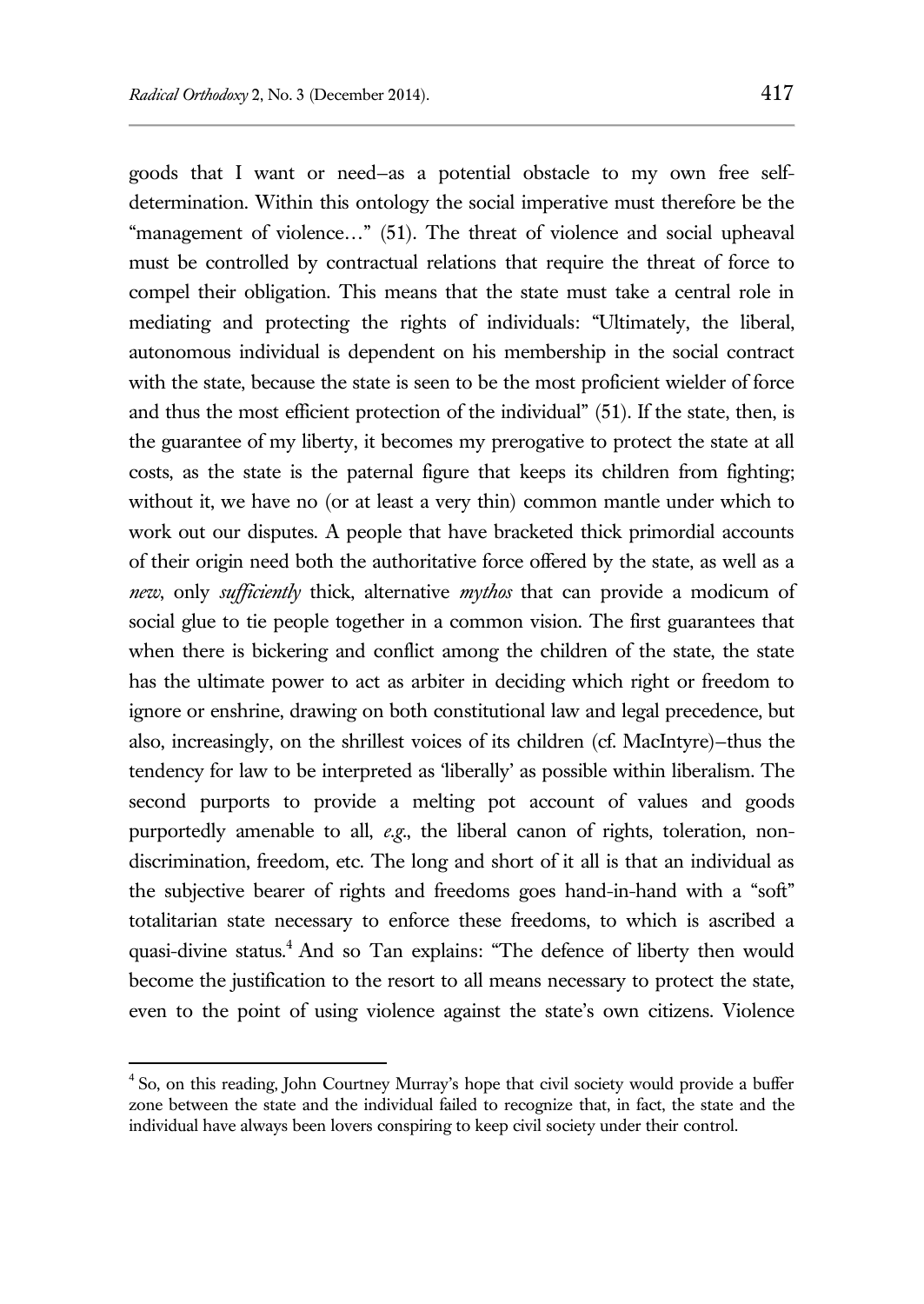goods that I want or need—as a potential obstacle to my own free self-determination. Within this ontology the social imperative must therefore be the "management of violence…" (51). The threat of violence and social upheaval must be controlled by contractual relations that require the threat of force to compel their obligation. This means that the state must take a central role in mediating and protecting the rights of individuals: "Ultimately, the liberal, autonomous individual is dependent on his membership in the social contract with the state, because the state is seen to be the most proficient wielder of force and thus the most efficient protection of the individual" (51). If the state, then, is the guarantee of my liberty, it becomes my prerogative to protect the state at all costs, as the state is the paternal figure that keeps its children from fighting; without it, we have no (or at least a very thin) common mantle under which to work out our disputes. A people that have bracketed thick primordial accounts of their origin need both the authoritative force offered by the state, as well as a *new*, only *sufficiently* thick, alternative *mythos* that can provide a modicum of social glue to tie people together in a common vision. The first guarantees that when there is bickering and conflict among the children of the state, the state has the ultimate power to act as arbiter in deciding which right or freedom to ignore or enshrine, drawing on both constitutional law and legal precedence, but also, increasingly, on the shrillest voices of its children (cf. MacIntyre)—thus the tendency for law to be interpreted as 'liberally' as possible within liberalism. The second purports to provide a melting pot account of values and goods purportedly amenable to all, *e.g*., the liberal canon of rights, toleration, non-discrimination, freedom, etc. The long and short of it all is that an individual as the subjective bearer of rights and freedoms goes hand-in-hand with a "soft" totalitarian state necessary to enforce these freedoms, to which is ascribed a quasi-divine status.[4] And so Tan explains: "The defence of liberty then would become the justification to the resort to all means necessary to protect the state, even to the point of using violence against the state's own citizens. Violence

[4] So, on this reading, John Courtney Murray's hope that civil society would provide a buffer zone between the state and the individual failed to recognize that, in fact, the state and the individual have always been lovers conspiring to keep civil society under their control.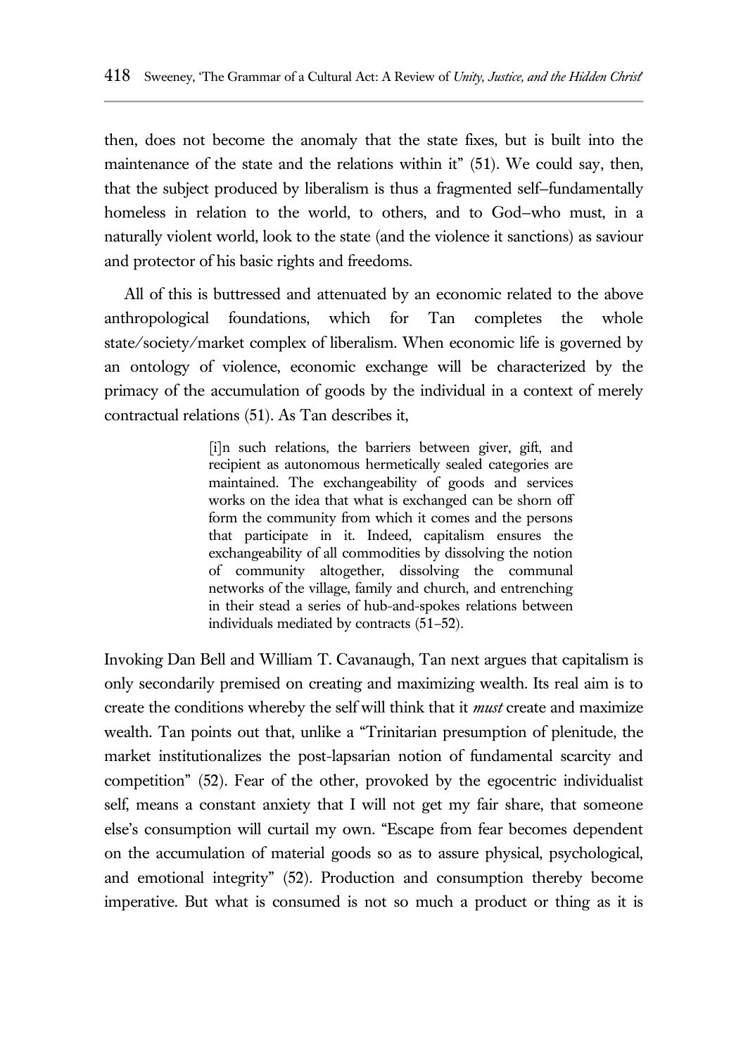then, does not become the anomaly that the state fixes, but is built into the maintenance of the state and the relations within it" (51). We could say, then, that the subject produced by liberalism is thus a fragmented self–fundamentally homeless in relation to the world, to others, and to God–who must, in a naturally violent world, look to the state (and the violence it sanctions) as saviour and protector of his basic rights and freedoms.

All of this is buttressed and attenuated by an economic related to the above anthropological foundations, which for Tan completes the whole state/society/market complex of liberalism. When economic life is governed by an ontology of violence, economic exchange will be characterized by the primacy of the accumulation of goods by the individual in a context of merely contractual relations (51). As Tan describes it,

> [i]n such relations, the barriers between giver, gift, and recipient as autonomous hermetically sealed categories are maintained. The exchangeability of goods and services works on the idea that what is exchanged can be shorn off form the community from which it comes and the persons that participate in it. Indeed, capitalism ensures the exchangeability of all commodities by dissolving the notion of community altogether, dissolving the communal networks of the village, family and church, and entrenching in their stead a series of hub-and-spokes relations between individuals mediated by contracts (51–52).

Invoking Dan Bell and William T. Cavanaugh, Tan next argues that capitalism is only secondarily premised on creating and maximizing wealth. Its real aim is to create the conditions whereby the self will think that it *must* create and maximize wealth. Tan points out that, unlike a "Trinitarian presumption of plenitude, the market institutionalizes the post-lapsarian notion of fundamental scarcity and competition" (52). Fear of the other, provoked by the egocentric individualist self, means a constant anxiety that I will not get my fair share, that someone else's consumption will curtail my own. "Escape from fear becomes dependent on the accumulation of material goods so as to assure physical, psychological, and emotional integrity" (52). Production and consumption thereby become imperative. But what is consumed is not so much a product or thing as it is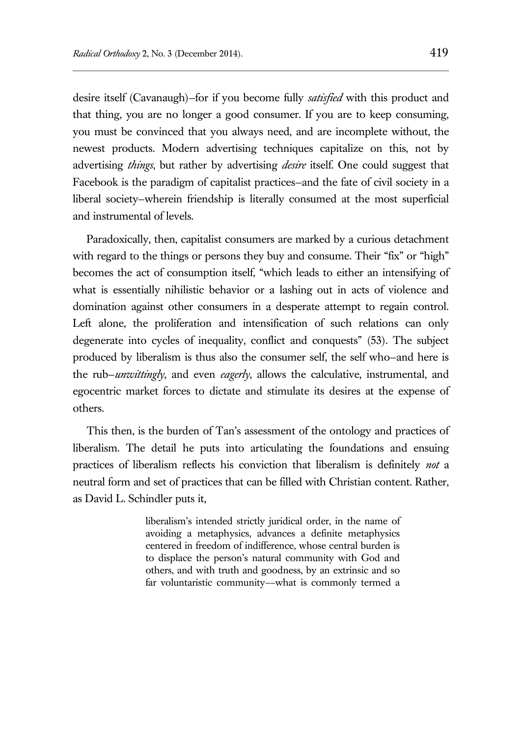desire itself (Cavanaugh)–for if you become fully *satisfied* with this product and that thing, you are no longer a good consumer. If you are to keep consuming, you must be convinced that you always need, and are incomplete without, the newest products. Modern advertising techniques capitalize on this, not by advertising *things*, but rather by advertising *desire* itself. One could suggest that Facebook is the paradigm of capitalist practices–and the fate of civil society in a liberal society–wherein friendship is literally consumed at the most superficial and instrumental of levels.

Paradoxically, then, capitalist consumers are marked by a curious detachment with regard to the things or persons they buy and consume. Their "fix" or "high" becomes the act of consumption itself, "which leads to either an intensifying of what is essentially nihilistic behavior or a lashing out in acts of violence and domination against other consumers in a desperate attempt to regain control. Left alone, the proliferation and intensification of such relations can only degenerate into cycles of inequality, conflict and conquests" (53). The subject produced by liberalism is thus also the consumer self, the self who–and here is the rub–*unwittingly*, and even *eagerly*, allows the calculative, instrumental, and egocentric market forces to dictate and stimulate its desires at the expense of others.

This then, is the burden of Tan's assessment of the ontology and practices of liberalism. The detail he puts into articulating the foundations and ensuing practices of liberalism reflects his conviction that liberalism is definitely *not* a neutral form and set of practices that can be filled with Christian content. Rather, as David L. Schindler puts it,

> liberalism's intended strictly juridical order, in the name of avoiding a metaphysics, advances a definite metaphysics centered in freedom of indifference, whose central burden is to displace the person's natural community with God and others, and with truth and goodness, by an extrinsic and so far voluntaristic community––what is commonly termed a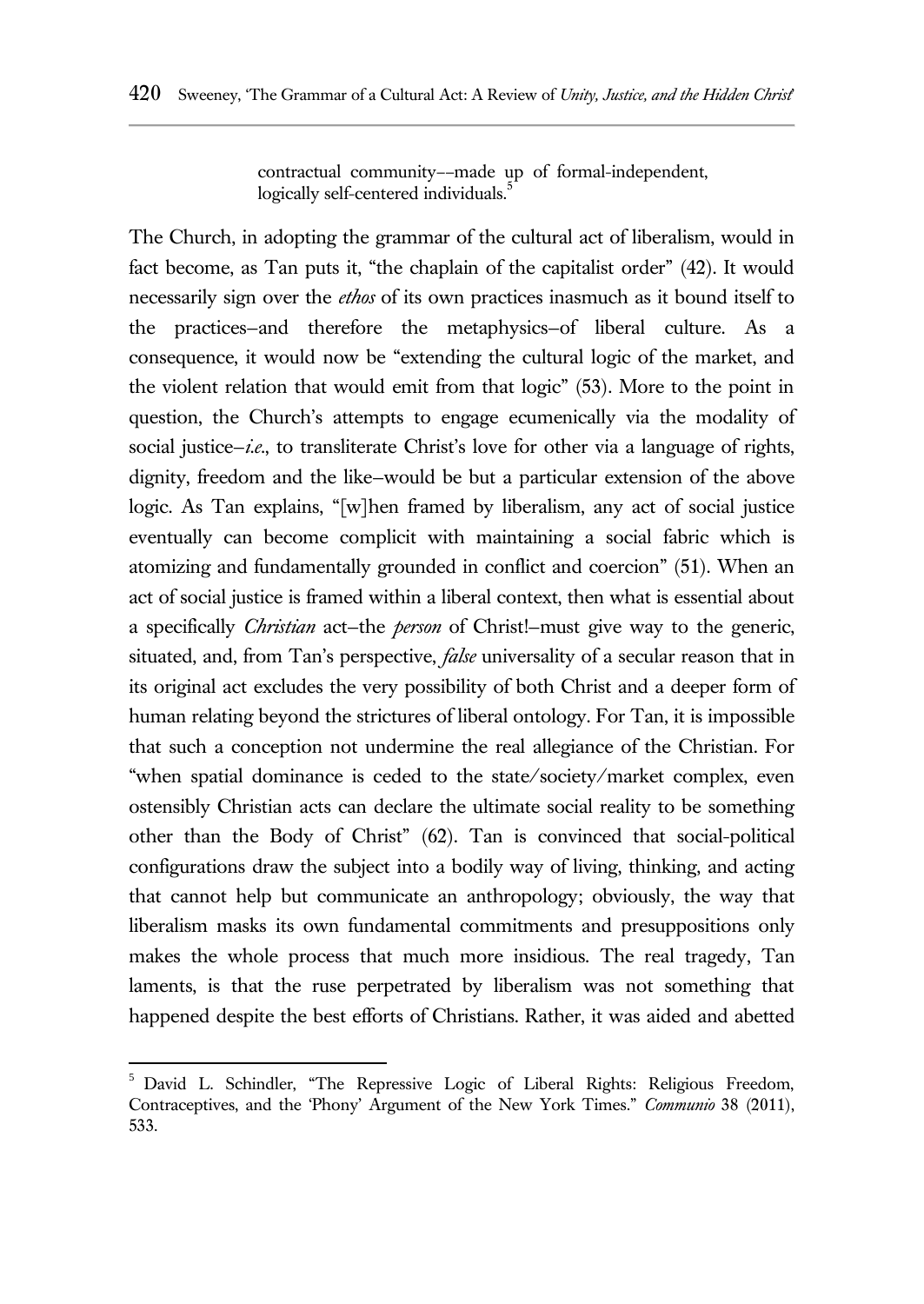> contractual community––made up of formal-independent, logically self-centered individuals.[5]

The Church, in adopting the grammar of the cultural act of liberalism, would in fact become, as Tan puts it, "the chaplain of the capitalist order" (42). It would necessarily sign over the *ethos* of its own practices inasmuch as it bound itself to the practices–and therefore the metaphysics–of liberal culture. As a consequence, it would now be "extending the cultural logic of the market, and the violent relation that would emit from that logic" (53). More to the point in question, the Church's attempts to engage ecumenically via the modality of social justice–*i.e.*, to transliterate Christ's love for other via a language of rights, dignity, freedom and the like–would be but a particular extension of the above logic. As Tan explains, "[w]hen framed by liberalism, any act of social justice eventually can become complicit with maintaining a social fabric which is atomizing and fundamentally grounded in conflict and coercion" (51). When an act of social justice is framed within a liberal context, then what is essential about a specifically *Christian* act–the *person* of Christ!–must give way to the generic, situated, and, from Tan's perspective, *false* universality of a secular reason that in its original act excludes the very possibility of both Christ and a deeper form of human relating beyond the strictures of liberal ontology. For Tan, it is impossible that such a conception not undermine the real allegiance of the Christian. For "when spatial dominance is ceded to the state/society/market complex, even ostensibly Christian acts can declare the ultimate social reality to be something other than the Body of Christ" (62). Tan is convinced that social-political configurations draw the subject into a bodily way of living, thinking, and acting that cannot help but communicate an anthropology; obviously, the way that liberalism masks its own fundamental commitments and presuppositions only makes the whole process that much more insidious. The real tragedy, Tan laments, is that the ruse perpetrated by liberalism was not something that happened despite the best efforts of Christians. Rather, it was aided and abetted

---

[5] David L. Schindler, "The Repressive Logic of Liberal Rights: Religious Freedom, Contraceptives, and the 'Phony' Argument of the New York Times." *Communio* 38 (2011), 533.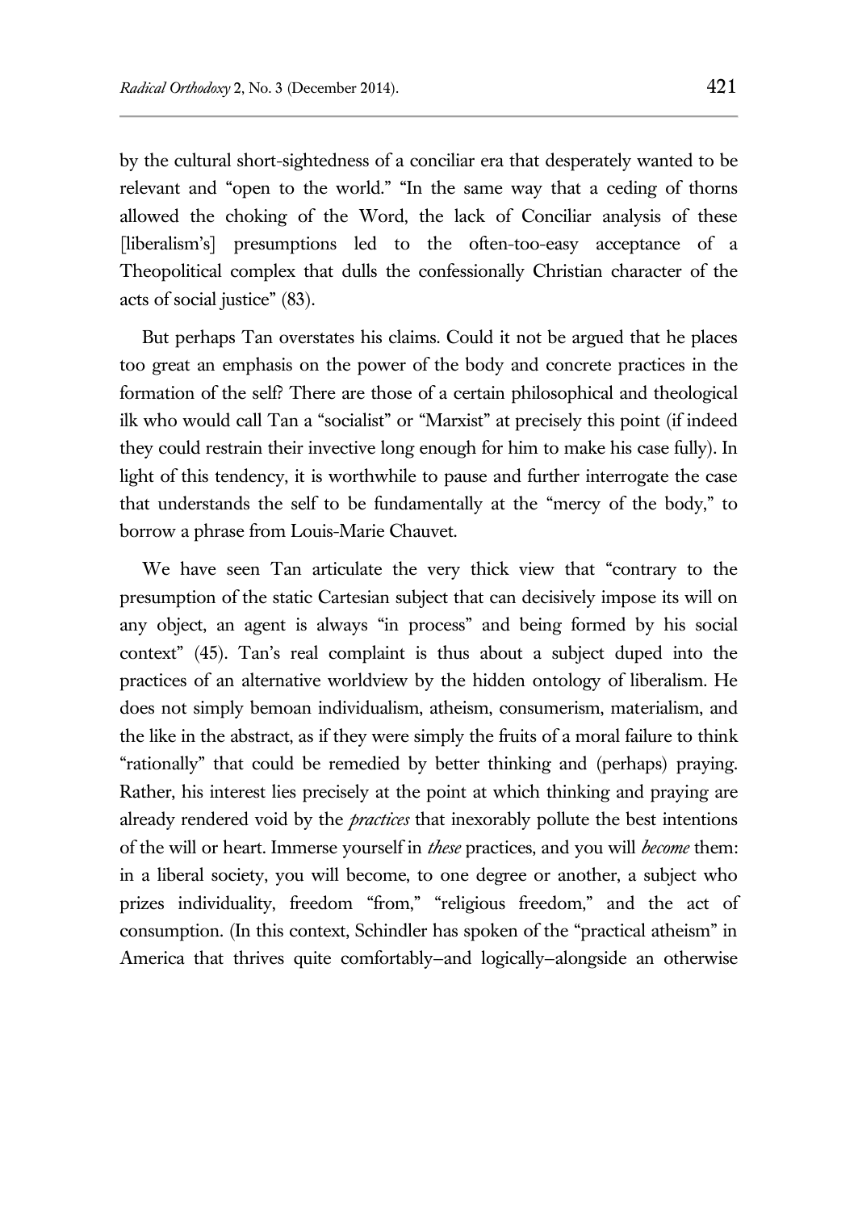by the cultural short-sightedness of a conciliar era that desperately wanted to be relevant and "open to the world." "In the same way that a ceding of thorns allowed the choking of the Word, the lack of Conciliar analysis of these [liberalism's] presumptions led to the often-too-easy acceptance of a Theopolitical complex that dulls the confessionally Christian character of the acts of social justice" (83).

But perhaps Tan overstates his claims. Could it not be argued that he places too great an emphasis on the power of the body and concrete practices in the formation of the self? There are those of a certain philosophical and theological ilk who would call Tan a "socialist" or "Marxist" at precisely this point (if indeed they could restrain their invective long enough for him to make his case fully). In light of this tendency, it is worthwhile to pause and further interrogate the case that understands the self to be fundamentally at the "mercy of the body," to borrow a phrase from Louis-Marie Chauvet.

We have seen Tan articulate the very thick view that "contrary to the presumption of the static Cartesian subject that can decisively impose its will on any object, an agent is always "in process" and being formed by his social context" (45). Tan's real complaint is thus about a subject duped into the practices of an alternative worldview by the hidden ontology of liberalism. He does not simply bemoan individualism, atheism, consumerism, materialism, and the like in the abstract, as if they were simply the fruits of a moral failure to think "rationally" that could be remedied by better thinking and (perhaps) praying. Rather, his interest lies precisely at the point at which thinking and praying are already rendered void by the *practices* that inexorably pollute the best intentions of the will or heart. Immerse yourself in *these* practices, and you will *become* them: in a liberal society, you will become, to one degree or another, a subject who prizes individuality, freedom "from," "religious freedom," and the act of consumption. (In this context, Schindler has spoken of the "practical atheism" in America that thrives quite comfortably–and logically–alongside an otherwise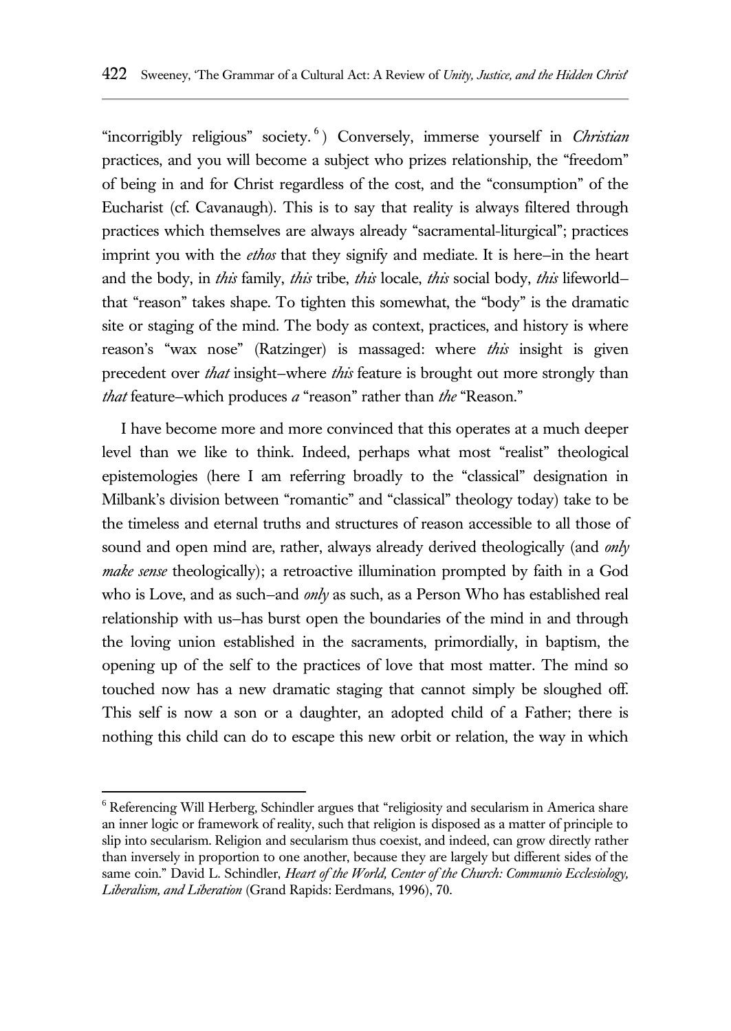"incorrigibly religious" society.[6]) Conversely, immerse yourself in *Christian* practices, and you will become a subject who prizes relationship, the "freedom" of being in and for Christ regardless of the cost, and the "consumption" of the Eucharist (cf. Cavanaugh). This is to say that reality is always filtered through practices which themselves are always already "sacramental-liturgical"; practices imprint you with the *ethos* that they signify and mediate. It is here–in the heart and the body, in *this* family, *this* tribe, *this* locale, *this* social body, *this* lifeworld–that "reason" takes shape. To tighten this somewhat, the "body" is the dramatic site or staging of the mind. The body as context, practices, and history is where reason's "wax nose" (Ratzinger) is massaged: where *this* insight is given precedent over *that* insight–where *this* feature is brought out more strongly than *that* feature–which produces *a* "reason" rather than *the* "Reason."

I have become more and more convinced that this operates at a much deeper level than we like to think. Indeed, perhaps what most "realist" theological epistemologies (here I am referring broadly to the "classical" designation in Milbank's division between "romantic" and "classical" theology today) take to be the timeless and eternal truths and structures of reason accessible to all those of sound and open mind are, rather, always already derived theologically (and *only make sense* theologically); a retroactive illumination prompted by faith in a God who is Love, and as such–and *only* as such, as a Person Who has established real relationship with us–has burst open the boundaries of the mind in and through the loving union established in the sacraments, primordially, in baptism, the opening up of the self to the practices of love that most matter. The mind so touched now has a new dramatic staging that cannot simply be sloughed off. This self is now a son or a daughter, an adopted child of a Father; there is nothing this child can do to escape this new orbit or relation, the way in which

---

[6] Referencing Will Herberg, Schindler argues that "religiosity and secularism in America share an inner logic or framework of reality, such that religion is disposed as a matter of principle to slip into secularism. Religion and secularism thus coexist, and indeed, can grow directly rather than inversely in proportion to one another, because they are largely but different sides of the same coin." David L. Schindler, *Heart of the World, Center of the Church: Communio Ecclesiology, Liberalism, and Liberation* (Grand Rapids: Eerdmans, 1996), 70.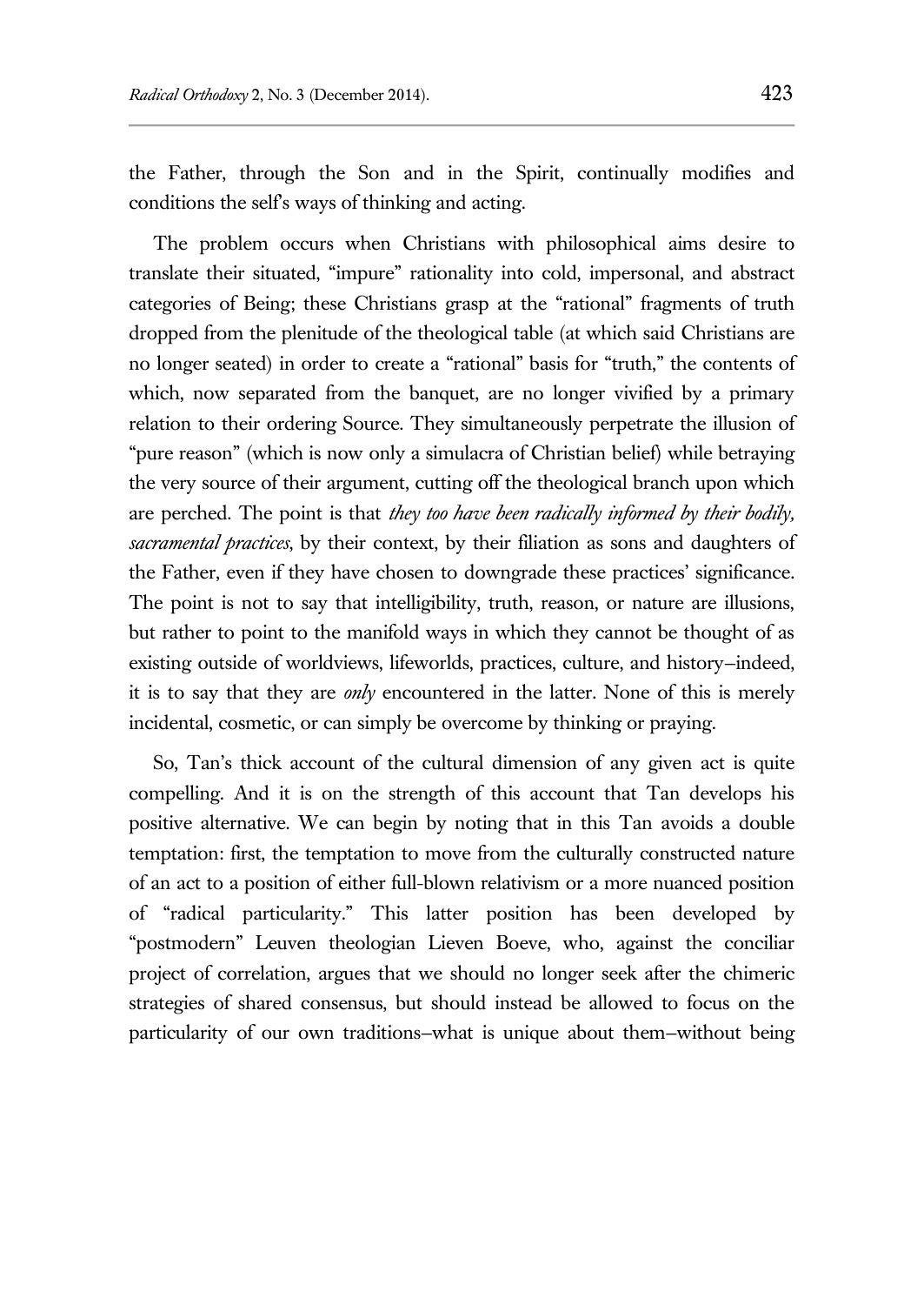the Father, through the Son and in the Spirit, continually modifies and conditions the self's ways of thinking and acting.

The problem occurs when Christians with philosophical aims desire to translate their situated, "impure" rationality into cold, impersonal, and abstract categories of Being; these Christians grasp at the "rational" fragments of truth dropped from the plenitude of the theological table (at which said Christians are no longer seated) in order to create a "rational" basis for "truth," the contents of which, now separated from the banquet, are no longer vivified by a primary relation to their ordering Source. They simultaneously perpetrate the illusion of "pure reason" (which is now only a simulacra of Christian belief) while betraying the very source of their argument, cutting off the theological branch upon which are perched. The point is that *they too have been radically informed by their bodily, sacramental practices*, by their context, by their filiation as sons and daughters of the Father, even if they have chosen to downgrade these practices' significance. The point is not to say that intelligibility, truth, reason, or nature are illusions, but rather to point to the manifold ways in which they cannot be thought of as existing outside of worldviews, lifeworlds, practices, culture, and history–indeed, it is to say that they are *only* encountered in the latter. None of this is merely incidental, cosmetic, or can simply be overcome by thinking or praying.

So, Tan's thick account of the cultural dimension of any given act is quite compelling. And it is on the strength of this account that Tan develops his positive alternative. We can begin by noting that in this Tan avoids a double temptation: first, the temptation to move from the culturally constructed nature of an act to a position of either full-blown relativism or a more nuanced position of "radical particularity." This latter position has been developed by "postmodern" Leuven theologian Lieven Boeve, who, against the conciliar project of correlation, argues that we should no longer seek after the chimeric strategies of shared consensus, but should instead be allowed to focus on the particularity of our own traditions–what is unique about them–without being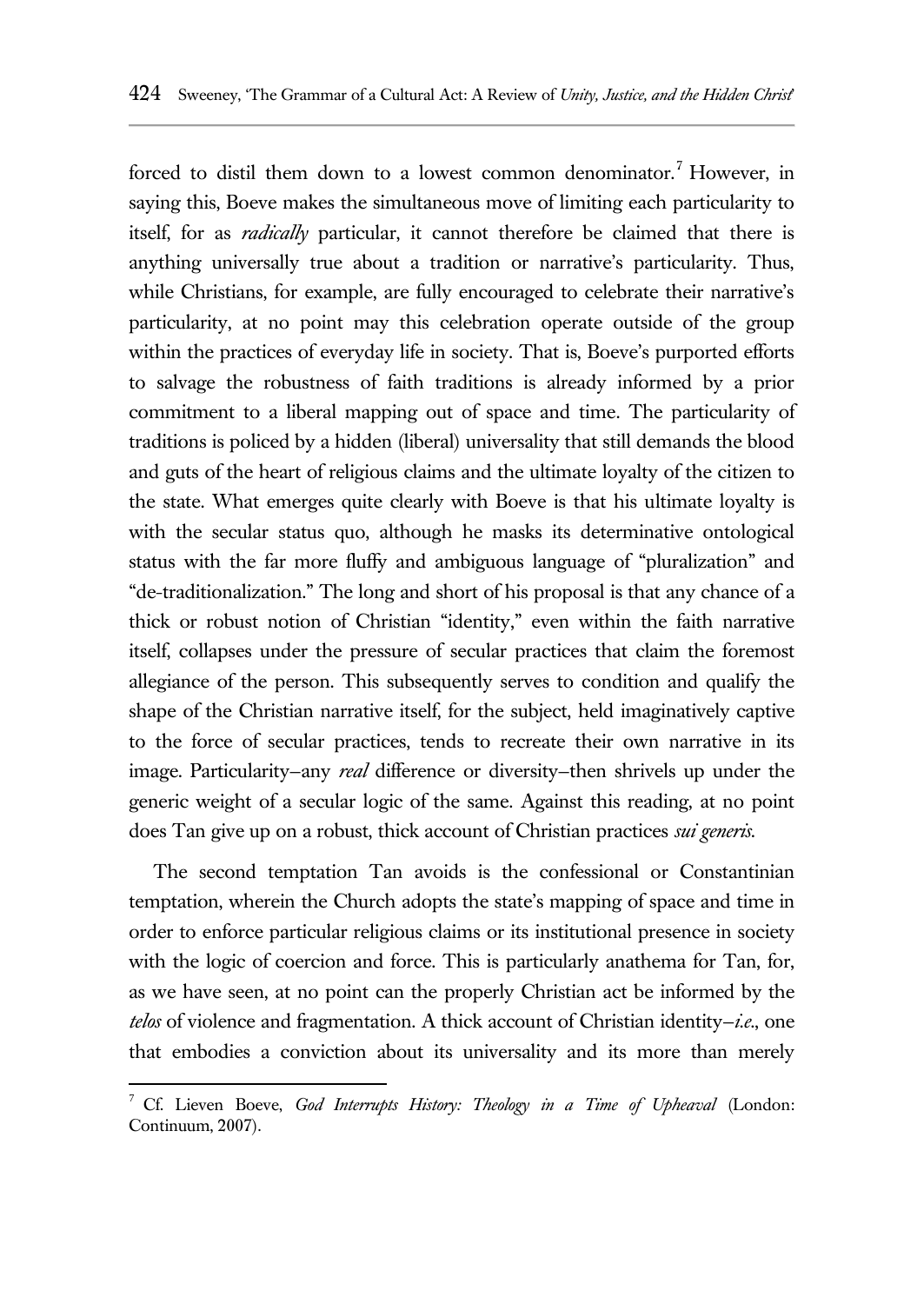forced to distil them down to a lowest common denominator.[7] However, in saying this, Boeve makes the simultaneous move of limiting each particularity to itself, for as *radically* particular, it cannot therefore be claimed that there is anything universally true about a tradition or narrative's particularity. Thus, while Christians, for example, are fully encouraged to celebrate their narrative's particularity, at no point may this celebration operate outside of the group within the practices of everyday life in society. That is, Boeve's purported efforts to salvage the robustness of faith traditions is already informed by a prior commitment to a liberal mapping out of space and time. The particularity of traditions is policed by a hidden (liberal) universality that still demands the blood and guts of the heart of religious claims and the ultimate loyalty of the citizen to the state. What emerges quite clearly with Boeve is that his ultimate loyalty is with the secular status quo, although he masks its determinative ontological status with the far more fluffy and ambiguous language of "pluralization" and "de-traditionalization." The long and short of his proposal is that any chance of a thick or robust notion of Christian "identity," even within the faith narrative itself, collapses under the pressure of secular practices that claim the foremost allegiance of the person. This subsequently serves to condition and qualify the shape of the Christian narrative itself, for the subject, held imaginatively captive to the force of secular practices, tends to recreate their own narrative in its image. Particularity—any *real* difference or diversity—then shrivels up under the generic weight of a secular logic of the same. Against this reading, at no point does Tan give up on a robust, thick account of Christian practices *sui generis*.

The second temptation Tan avoids is the confessional or Constantinian temptation, wherein the Church adopts the state's mapping of space and time in order to enforce particular religious claims or its institutional presence in society with the logic of coercion and force. This is particularly anathema for Tan, for, as we have seen, at no point can the properly Christian act be informed by the *telos* of violence and fragmentation. A thick account of Christian identity—*i.e.*, one that embodies a conviction about its universality and its more than merely

[7] Cf. Lieven Boeve, *God Interrupts History: Theology in a Time of Upheaval* (London: Continuum, 2007).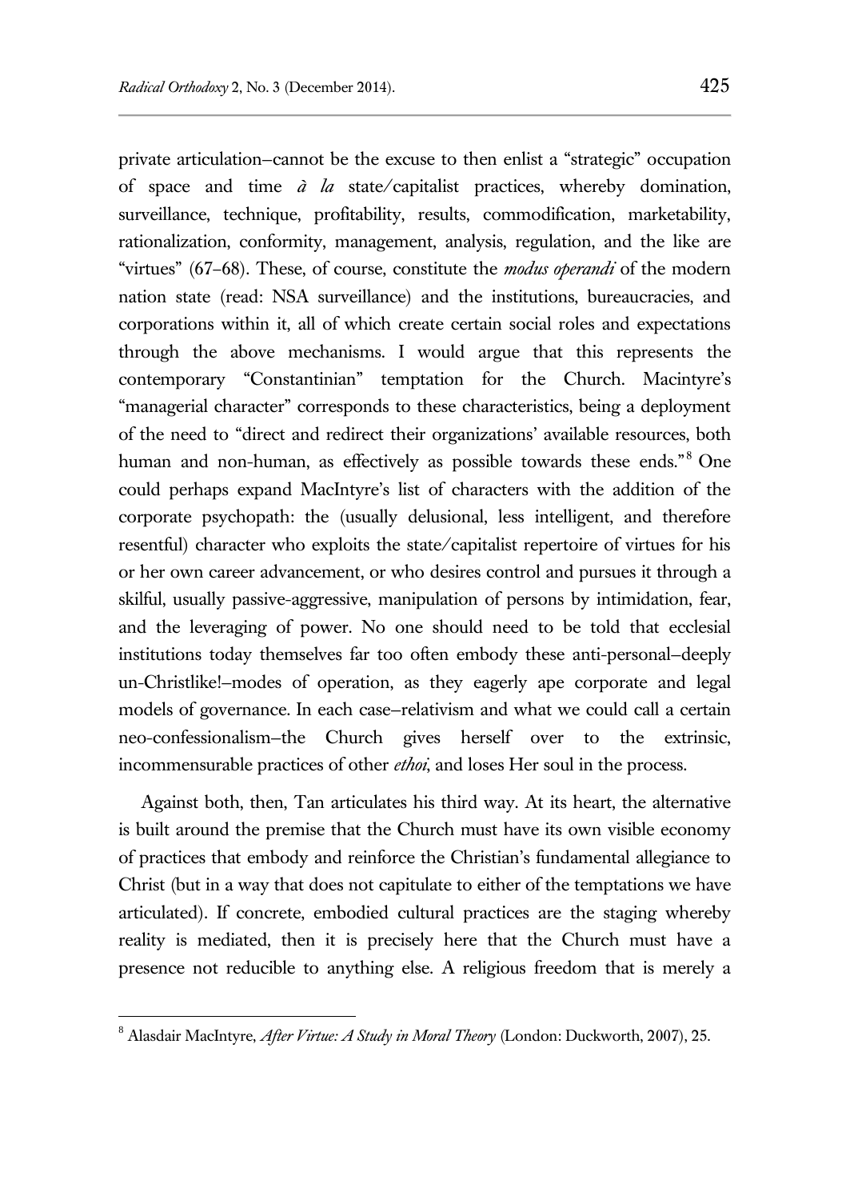private articulation—cannot be the excuse to then enlist a "strategic" occupation of space and time *à la* state/capitalist practices, whereby domination, surveillance, technique, profitability, results, commodification, marketability, rationalization, conformity, management, analysis, regulation, and the like are "virtues" (67–68). These, of course, constitute the *modus operandi* of the modern nation state (read: NSA surveillance) and the institutions, bureaucracies, and corporations within it, all of which create certain social roles and expectations through the above mechanisms. I would argue that this represents the contemporary "Constantinian" temptation for the Church. Macintyre's "managerial character" corresponds to these characteristics, being a deployment of the need to "direct and redirect their organizations' available resources, both human and non-human, as effectively as possible towards these ends."[8] One could perhaps expand MacIntyre's list of characters with the addition of the corporate psychopath: the (usually delusional, less intelligent, and therefore resentful) character who exploits the state/capitalist repertoire of virtues for his or her own career advancement, or who desires control and pursues it through a skilful, usually passive-aggressive, manipulation of persons by intimidation, fear, and the leveraging of power. No one should need to be told that ecclesial institutions today themselves far too often embody these anti-personal—deeply un-Christlike!—modes of operation, as they eagerly ape corporate and legal models of governance. In each case—relativism and what we could call a certain neo-confessionalism—the Church gives herself over to the extrinsic, incommensurable practices of other *ethoi*, and loses Her soul in the process.

Against both, then, Tan articulates his third way. At its heart, the alternative is built around the premise that the Church must have its own visible economy of practices that embody and reinforce the Christian's fundamental allegiance to Christ (but in a way that does not capitulate to either of the temptations we have articulated). If concrete, embodied cultural practices are the staging whereby reality is mediated, then it is precisely here that the Church must have a presence not reducible to anything else. A religious freedom that is merely a

---

[8] Alasdair MacIntyre, *After Virtue: A Study in Moral Theory* (London: Duckworth, 2007), 25.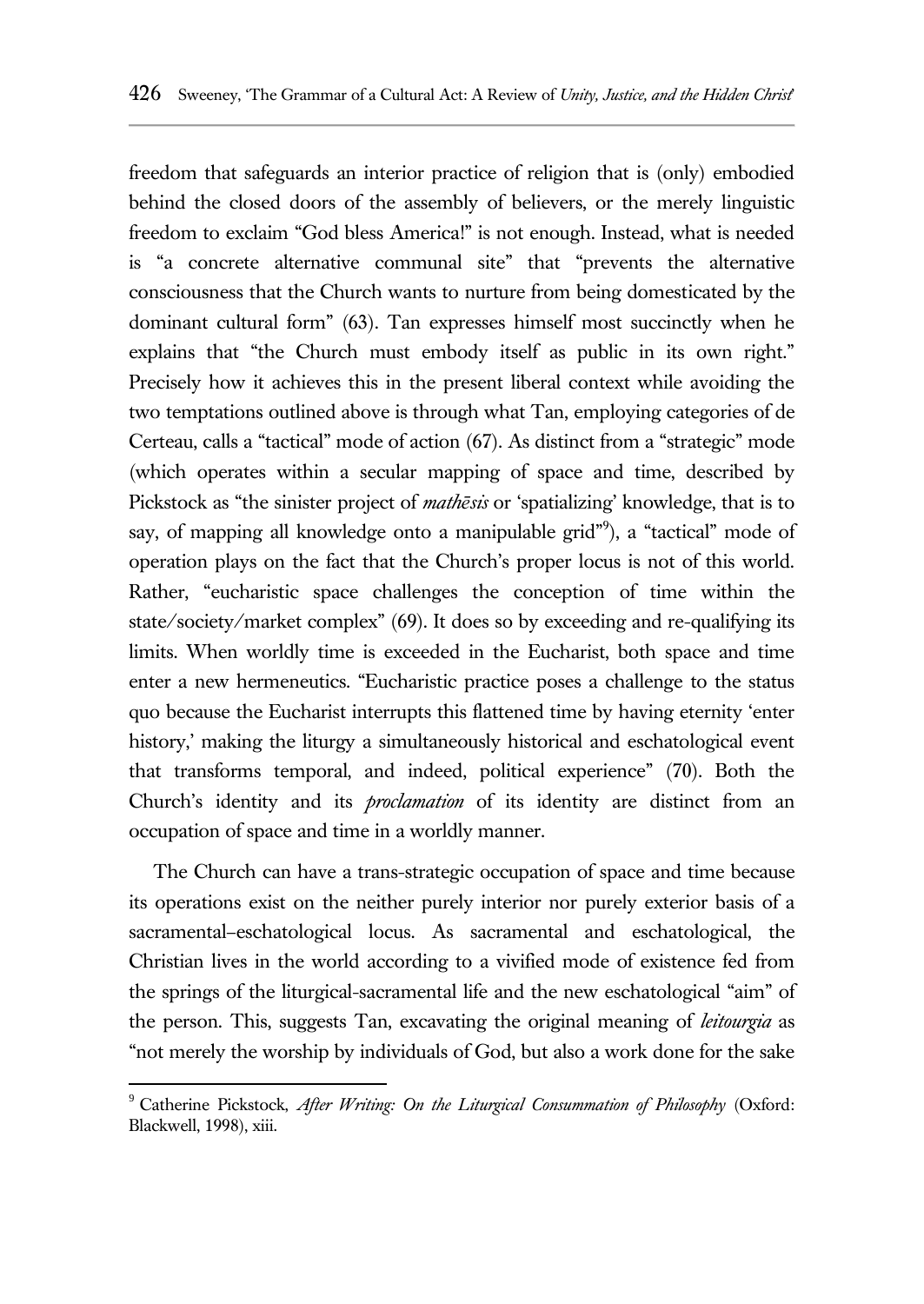freedom that safeguards an interior practice of religion that is (only) embodied behind the closed doors of the assembly of believers, or the merely linguistic freedom to exclaim "God bless America!" is not enough. Instead, what is needed is "a concrete alternative communal site" that "prevents the alternative consciousness that the Church wants to nurture from being domesticated by the dominant cultural form" (63). Tan expresses himself most succinctly when he explains that "the Church must embody itself as public in its own right." Precisely how it achieves this in the present liberal context while avoiding the two temptations outlined above is through what Tan, employing categories of de Certeau, calls a "tactical" mode of action (67). As distinct from a "strategic" mode (which operates within a secular mapping of space and time, described by Pickstock as "the sinister project of *mathēsis* or 'spatializing' knowledge, that is to say, of mapping all knowledge onto a manipulable grid"[9]), a "tactical" mode of operation plays on the fact that the Church's proper locus is not of this world. Rather, "eucharistic space challenges the conception of time within the state/society/market complex" (69). It does so by exceeding and re-qualifying its limits. When worldly time is exceeded in the Eucharist, both space and time enter a new hermeneutics. "Eucharistic practice poses a challenge to the status quo because the Eucharist interrupts this flattened time by having eternity 'enter history,' making the liturgy a simultaneously historical and eschatological event that transforms temporal, and indeed, political experience" (70). Both the Church's identity and its *proclamation* of its identity are distinct from an occupation of space and time in a worldly manner.

The Church can have a trans-strategic occupation of space and time because its operations exist on the neither purely interior nor purely exterior basis of a sacramental–eschatological locus. As sacramental and eschatological, the Christian lives in the world according to a vivified mode of existence fed from the springs of the liturgical-sacramental life and the new eschatological "aim" of the person. This, suggests Tan, excavating the original meaning of *leitourgia* as "not merely the worship by individuals of God, but also a work done for the sake

---

[9] Catherine Pickstock, *After Writing: On the Liturgical Consummation of Philosophy* (Oxford: Blackwell, 1998), xiii.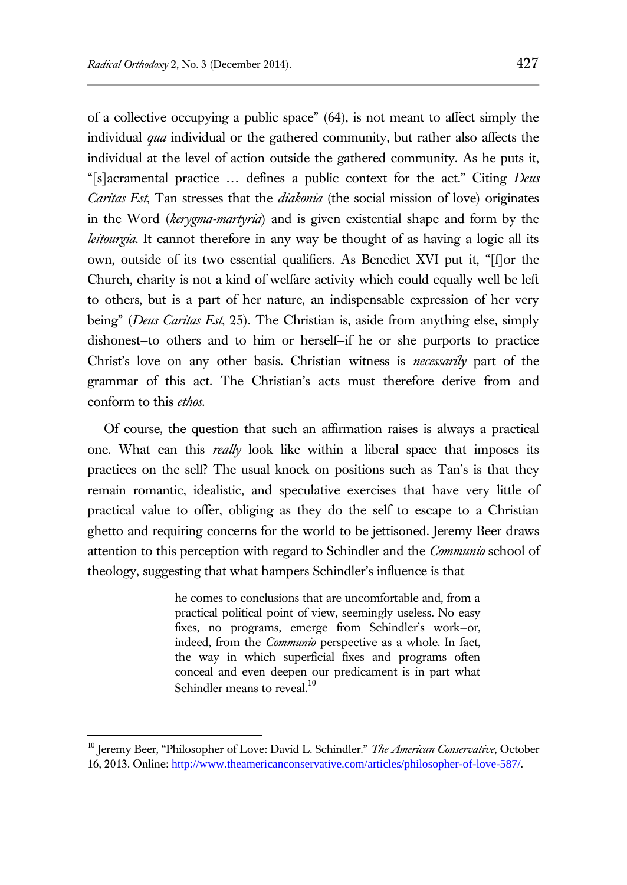of a collective occupying a public space" (64), is not meant to affect simply the individual *qua* individual or the gathered community, but rather also affects the individual at the level of action outside the gathered community. As he puts it, "[s]acramental practice … defines a public context for the act." Citing *Deus Caritas Est*, Tan stresses that the *diakonia* (the social mission of love) originates in the Word (*kerygma-martyria*) and is given existential shape and form by the *leitourgia*. It cannot therefore in any way be thought of as having a logic all its own, outside of its two essential qualifiers. As Benedict XVI put it, "[f]or the Church, charity is not a kind of welfare activity which could equally well be left to others, but is a part of her nature, an indispensable expression of her very being" (*Deus Caritas Est*, 25). The Christian is, aside from anything else, simply dishonest–to others and to him or herself–if he or she purports to practice Christ's love on any other basis. Christian witness is *necessarily* part of the grammar of this act. The Christian's acts must therefore derive from and conform to this *ethos*.

Of course, the question that such an affirmation raises is always a practical one. What can this *really* look like within a liberal space that imposes its practices on the self? The usual knock on positions such as Tan's is that they remain romantic, idealistic, and speculative exercises that have very little of practical value to offer, obliging as they do the self to escape to a Christian ghetto and requiring concerns for the world to be jettisoned. Jeremy Beer draws attention to this perception with regard to Schindler and the *Communio* school of theology, suggesting that what hampers Schindler's influence is that

> he comes to conclusions that are uncomfortable and, from a practical political point of view, seemingly useless. No easy fixes, no programs, emerge from Schindler's work–or, indeed, from the *Communio* perspective as a whole. In fact, the way in which superficial fixes and programs often conceal and even deepen our predicament is in part what Schindler means to reveal.[10]

---

[10] Jeremy Beer, "Philosopher of Love: David L. Schindler." *The American Conservative*, October 16, 2013. Online: http://www.theamericanconservative.com/articles/philosopher-of-love-587/.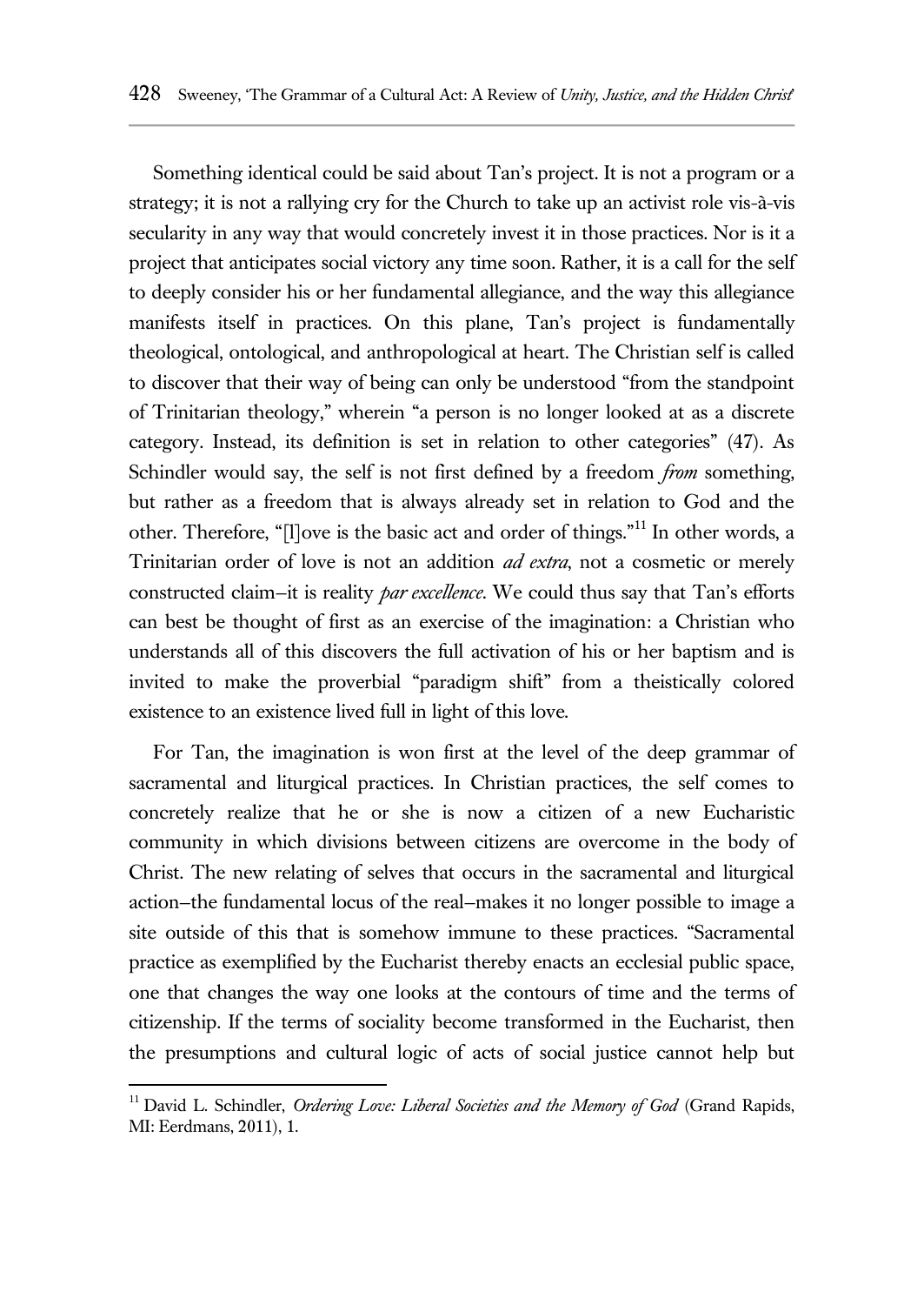Something identical could be said about Tan's project. It is not a program or a strategy; it is not a rallying cry for the Church to take up an activist role vis-à-vis secularity in any way that would concretely invest it in those practices. Nor is it a project that anticipates social victory any time soon. Rather, it is a call for the self to deeply consider his or her fundamental allegiance, and the way this allegiance manifests itself in practices. On this plane, Tan's project is fundamentally theological, ontological, and anthropological at heart. The Christian self is called to discover that their way of being can only be understood "from the standpoint of Trinitarian theology," wherein "a person is no longer looked at as a discrete category. Instead, its definition is set in relation to other categories" (47). As Schindler would say, the self is not first defined by a freedom *from* something, but rather as a freedom that is always already set in relation to God and the other. Therefore, "[l]ove is the basic act and order of things."[11] In other words, a Trinitarian order of love is not an addition *ad extra*, not a cosmetic or merely constructed claim–it is reality *par excellence*. We could thus say that Tan's efforts can best be thought of first as an exercise of the imagination: a Christian who understands all of this discovers the full activation of his or her baptism and is invited to make the proverbial "paradigm shift" from a theistically colored existence to an existence lived full in light of this love.

For Tan, the imagination is won first at the level of the deep grammar of sacramental and liturgical practices. In Christian practices, the self comes to concretely realize that he or she is now a citizen of a new Eucharistic community in which divisions between citizens are overcome in the body of Christ. The new relating of selves that occurs in the sacramental and liturgical action–the fundamental locus of the real–makes it no longer possible to image a site outside of this that is somehow immune to these practices. "Sacramental practice as exemplified by the Eucharist thereby enacts an ecclesial public space, one that changes the way one looks at the contours of time and the terms of citizenship. If the terms of sociality become transformed in the Eucharist, then the presumptions and cultural logic of acts of social justice cannot help but

[11] David L. Schindler, *Ordering Love: Liberal Societies and the Memory of God* (Grand Rapids, MI: Eerdmans, 2011), 1.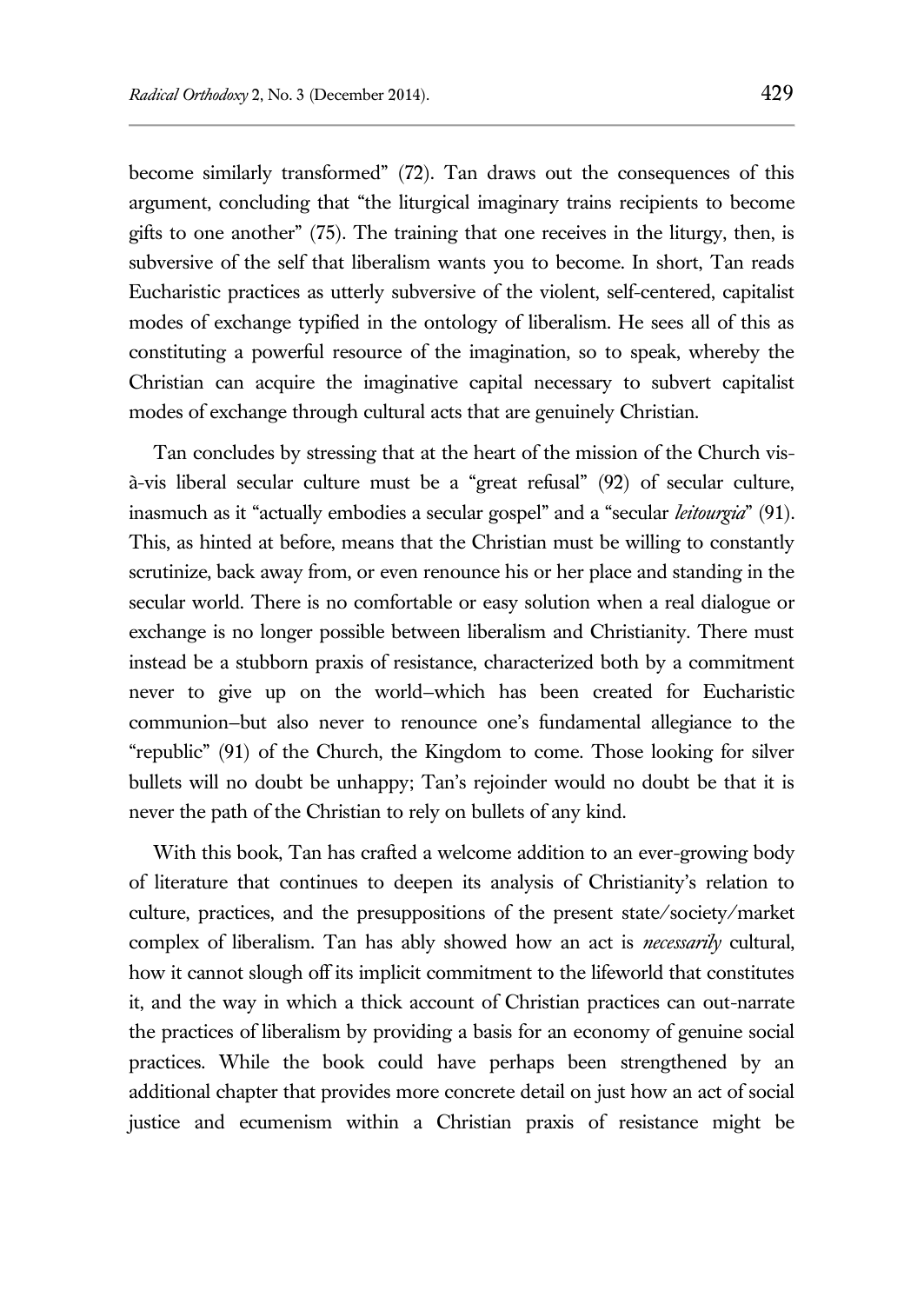become similarly transformed" (72). Tan draws out the consequences of this argument, concluding that "the liturgical imaginary trains recipients to become gifts to one another" (75). The training that one receives in the liturgy, then, is subversive of the self that liberalism wants you to become. In short, Tan reads Eucharistic practices as utterly subversive of the violent, self-centered, capitalist modes of exchange typified in the ontology of liberalism. He sees all of this as constituting a powerful resource of the imagination, so to speak, whereby the Christian can acquire the imaginative capital necessary to subvert capitalist modes of exchange through cultural acts that are genuinely Christian.

Tan concludes by stressing that at the heart of the mission of the Church vis-à-vis liberal secular culture must be a "great refusal" (92) of secular culture, inasmuch as it "actually embodies a secular gospel" and a "secular *leitourgia*" (91). This, as hinted at before, means that the Christian must be willing to constantly scrutinize, back away from, or even renounce his or her place and standing in the secular world. There is no comfortable or easy solution when a real dialogue or exchange is no longer possible between liberalism and Christianity. There must instead be a stubborn praxis of resistance, characterized both by a commitment never to give up on the world–which has been created for Eucharistic communion–but also never to renounce one's fundamental allegiance to the "republic" (91) of the Church, the Kingdom to come. Those looking for silver bullets will no doubt be unhappy; Tan's rejoinder would no doubt be that it is never the path of the Christian to rely on bullets of any kind.

With this book, Tan has crafted a welcome addition to an ever-growing body of literature that continues to deepen its analysis of Christianity's relation to culture, practices, and the presuppositions of the present state/society/market complex of liberalism. Tan has ably showed how an act is *necessarily* cultural, how it cannot slough off its implicit commitment to the lifeworld that constitutes it, and the way in which a thick account of Christian practices can out-narrate the practices of liberalism by providing a basis for an economy of genuine social practices. While the book could have perhaps been strengthened by an additional chapter that provides more concrete detail on just how an act of social justice and ecumenism within a Christian praxis of resistance might be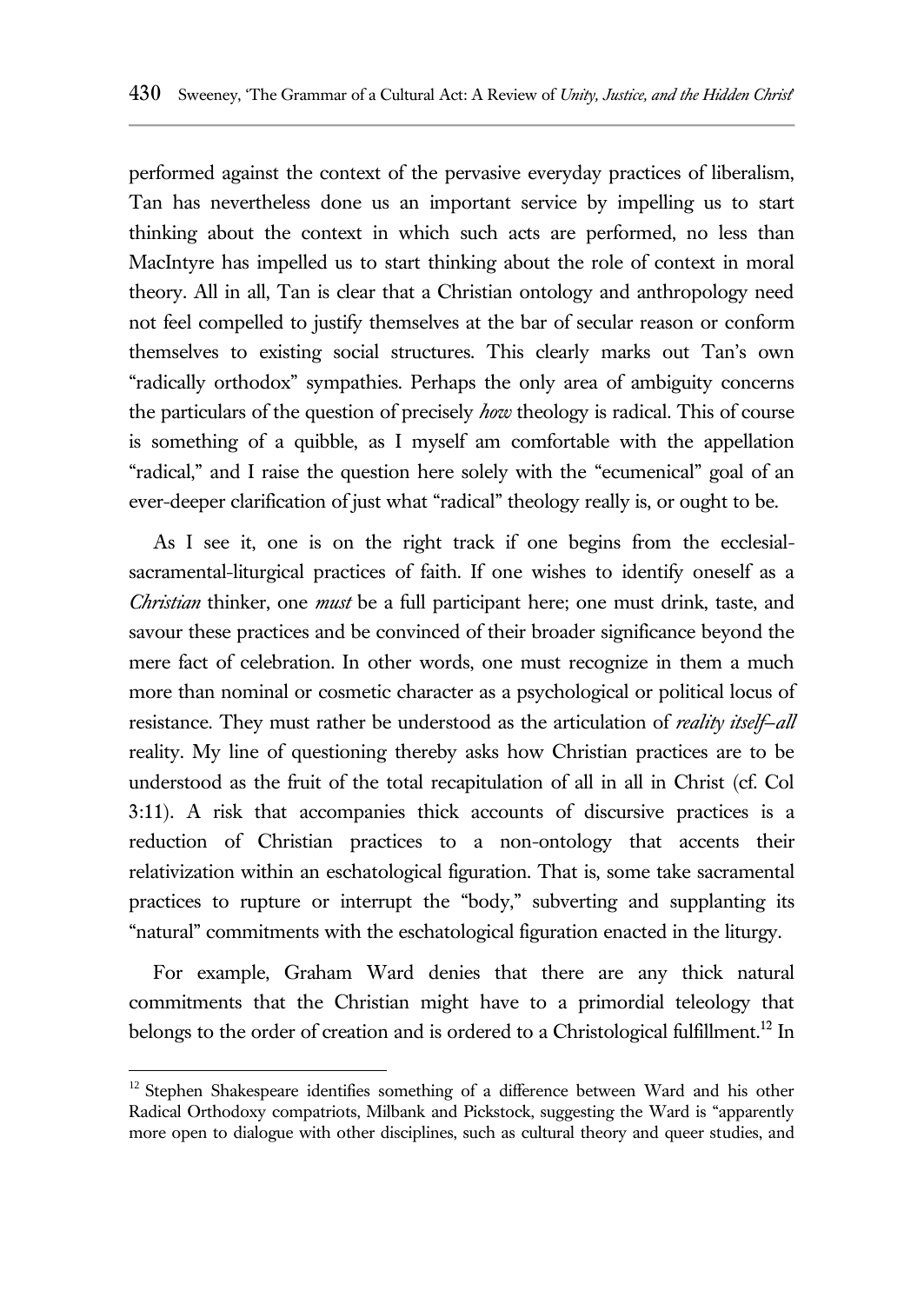performed against the context of the pervasive everyday practices of liberalism, Tan has nevertheless done us an important service by impelling us to start thinking about the context in which such acts are performed, no less than MacIntyre has impelled us to start thinking about the role of context in moral theory. All in all, Tan is clear that a Christian ontology and anthropology need not feel compelled to justify themselves at the bar of secular reason or conform themselves to existing social structures. This clearly marks out Tan's own "radically orthodox" sympathies. Perhaps the only area of ambiguity concerns the particulars of the question of precisely *how* theology is radical. This of course is something of a quibble, as I myself am comfortable with the appellation "radical," and I raise the question here solely with the "ecumenical" goal of an ever-deeper clarification of just what "radical" theology really is, or ought to be.

As I see it, one is on the right track if one begins from the ecclesial-sacramental-liturgical practices of faith. If one wishes to identify oneself as a *Christian* thinker, one *must* be a full participant here; one must drink, taste, and savour these practices and be convinced of their broader significance beyond the mere fact of celebration. In other words, one must recognize in them a much more than nominal or cosmetic character as a psychological or political locus of resistance. They must rather be understood as the articulation of *reality itself–all* reality. My line of questioning thereby asks how Christian practices are to be understood as the fruit of the total recapitulation of all in all in Christ (cf. Col 3:11). A risk that accompanies thick accounts of discursive practices is a reduction of Christian practices to a non-ontology that accents their relativization within an eschatological figuration. That is, some take sacramental practices to rupture or interrupt the "body," subverting and supplanting its "natural" commitments with the eschatological figuration enacted in the liturgy.

For example, Graham Ward denies that there are any thick natural commitments that the Christian might have to a primordial teleology that belongs to the order of creation and is ordered to a Christological fulfillment.[12] In

[12] Stephen Shakespeare identifies something of a difference between Ward and his other Radical Orthodoxy compatriots, Milbank and Pickstock, suggesting the Ward is "apparently more open to dialogue with other disciplines, such as cultural theory and queer studies, and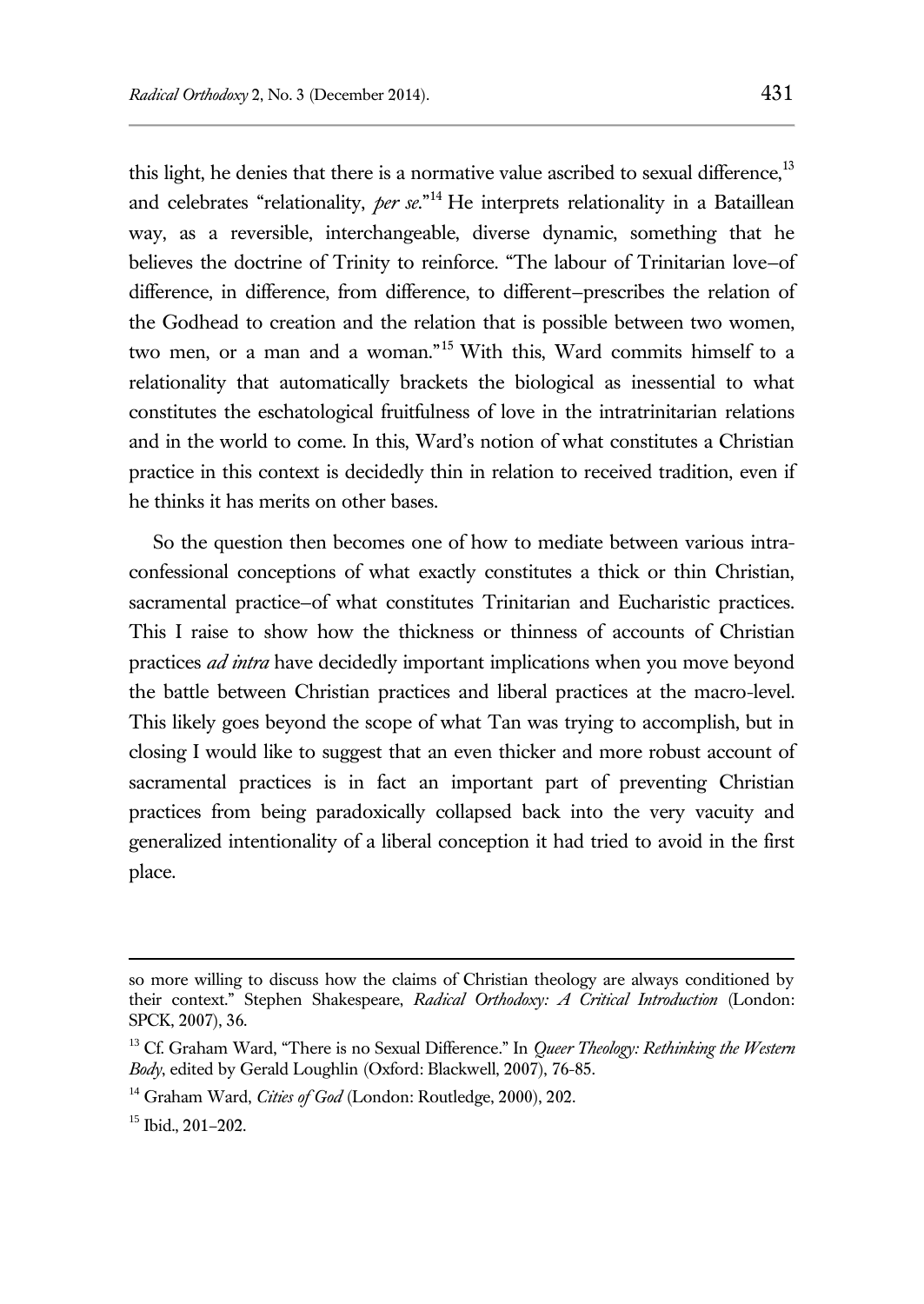this light, he denies that there is a normative value ascribed to sexual difference,[13] and celebrates "relationality, *per se*."[14] He interprets relationality in a Bataillean way, as a reversible, interchangeable, diverse dynamic, something that he believes the doctrine of Trinity to reinforce. "The labour of Trinitarian love–of difference, in difference, from difference, to different–prescribes the relation of the Godhead to creation and the relation that is possible between two women, two men, or a man and a woman."[15] With this, Ward commits himself to a relationality that automatically brackets the biological as inessential to what constitutes the eschatological fruitfulness of love in the intratrinitarian relations and in the world to come. In this, Ward's notion of what constitutes a Christian practice in this context is decidedly thin in relation to received tradition, even if he thinks it has merits on other bases.

So the question then becomes one of how to mediate between various intra-confessional conceptions of what exactly constitutes a thick or thin Christian, sacramental practice–of what constitutes Trinitarian and Eucharistic practices. This I raise to show how the thickness or thinness of accounts of Christian practices *ad intra* have decidedly important implications when you move beyond the battle between Christian practices and liberal practices at the macro-level. This likely goes beyond the scope of what Tan was trying to accomplish, but in closing I would like to suggest that an even thicker and more robust account of sacramental practices is in fact an important part of preventing Christian practices from being paradoxically collapsed back into the very vacuity and generalized intentionality of a liberal conception it had tried to avoid in the first place.

---

so more willing to discuss how the claims of Christian theology are always conditioned by their context." Stephen Shakespeare, *Radical Orthodoxy: A Critical Introduction* (London: SPCK, 2007), 36.

[13] Cf. Graham Ward, "There is no Sexual Difference." In *Queer Theology: Rethinking the Western Body*, edited by Gerald Loughlin (Oxford: Blackwell, 2007), 76-85.

[14] Graham Ward, *Cities of God* (London: Routledge, 2000), 202.

[15] Ibid., 201–202.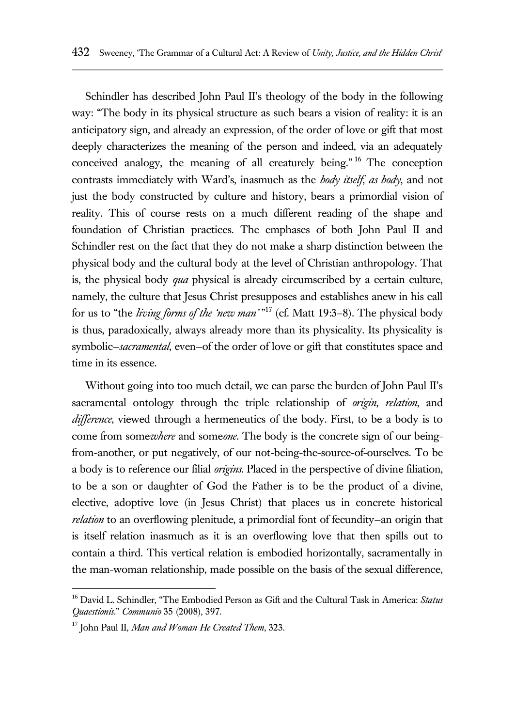Schindler has described John Paul II's theology of the body in the following way: "The body in its physical structure as such bears a vision of reality: it is an anticipatory sign, and already an expression, of the order of love or gift that most deeply characterizes the meaning of the person and indeed, via an adequately conceived analogy, the meaning of all creaturely being."[16] The conception contrasts immediately with Ward's, inasmuch as the *body itself, as body*, and not just the body constructed by culture and history, bears a primordial vision of reality. This of course rests on a much different reading of the shape and foundation of Christian practices. The emphases of both John Paul II and Schindler rest on the fact that they do not make a sharp distinction between the physical body and the cultural body at the level of Christian anthropology. That is, the physical body *qua* physical is already circumscribed by a certain culture, namely, the culture that Jesus Christ presupposes and establishes anew in his call for us to "the *living forms of the 'new man'*"[17] (cf. Matt 19:3–8). The physical body is thus, paradoxically, always already more than its physicality. Its physicality is symbolic–*sacramental*, even–of the order of love or gift that constitutes space and time in its essence.

Without going into too much detail, we can parse the burden of John Paul II's sacramental ontology through the triple relationship of *origin*, *relation*, and *difference*, viewed through a hermeneutics of the body. First, to be a body is to come from some*where* and some*one*. The body is the concrete sign of our being-from-another, or put negatively, of our not-being-the-source-of-ourselves. To be a body is to reference our filial *origins*. Placed in the perspective of divine filiation, to be a son or daughter of God the Father is to be the product of a divine, elective, adoptive love (in Jesus Christ) that places us in concrete historical *relation* to an overflowing plenitude, a primordial font of fecundity–an origin that is itself relation inasmuch as it is an overflowing love that then spills out to contain a third. This vertical relation is embodied horizontally, sacramentally in the man-woman relationship, made possible on the basis of the sexual difference,

---

[16] David L. Schindler, "The Embodied Person as Gift and the Cultural Task in America: *Status Quaestionis*." *Communio* 35 (2008), 397.

[17] John Paul II, *Man and Woman He Created Them*, 323.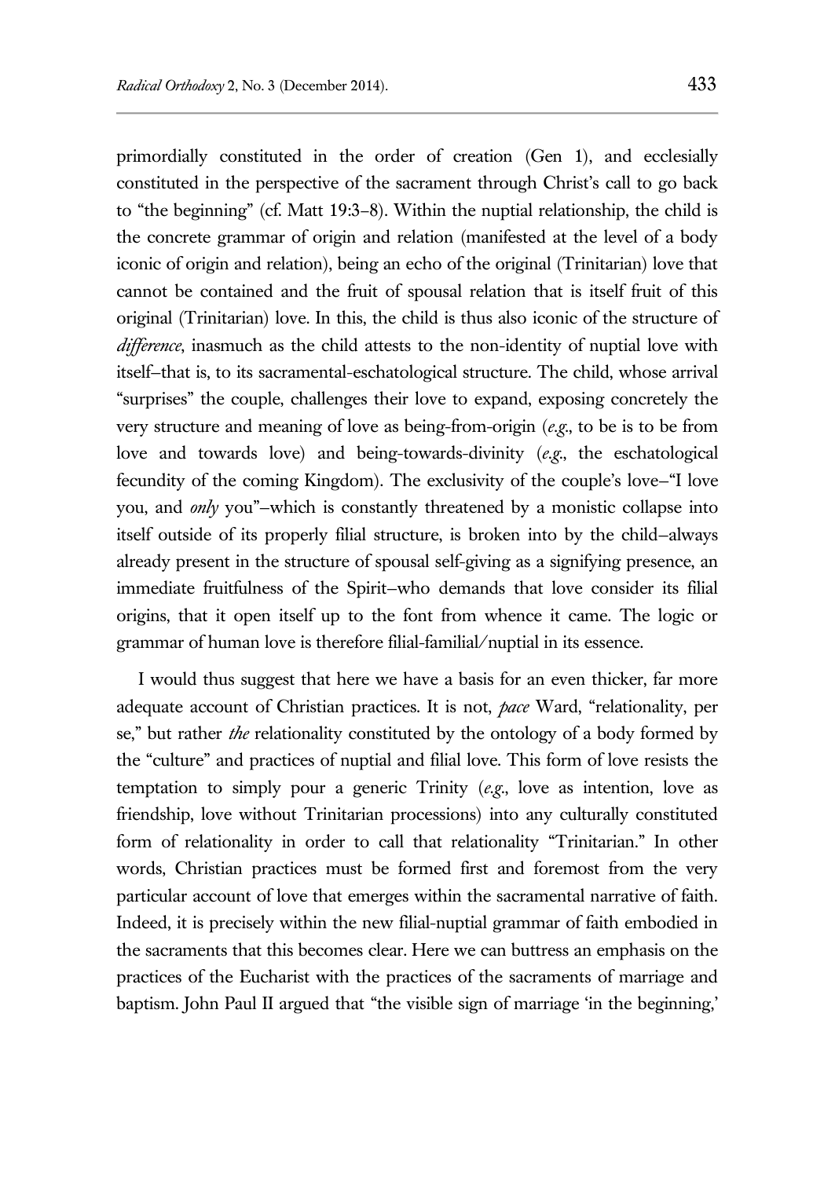primordially constituted in the order of creation (Gen 1), and ecclesially constituted in the perspective of the sacrament through Christ's call to go back to "the beginning" (cf. Matt 19:3–8). Within the nuptial relationship, the child is the concrete grammar of origin and relation (manifested at the level of a body iconic of origin and relation), being an echo of the original (Trinitarian) love that cannot be contained and the fruit of spousal relation that is itself fruit of this original (Trinitarian) love. In this, the child is thus also iconic of the structure of *difference*, inasmuch as the child attests to the non-identity of nuptial love with itself–that is, to its sacramental-eschatological structure. The child, whose arrival "surprises" the couple, challenges their love to expand, exposing concretely the very structure and meaning of love as being-from-origin (*e.g.*, to be is to be from love and towards love) and being-towards-divinity (*e.g.*, the eschatological fecundity of the coming Kingdom). The exclusivity of the couple's love–"I love you, and *only* you"–which is constantly threatened by a monistic collapse into itself outside of its properly filial structure, is broken into by the child–always already present in the structure of spousal self-giving as a signifying presence, an immediate fruitfulness of the Spirit–who demands that love consider its filial origins, that it open itself up to the font from whence it came. The logic or grammar of human love is therefore filial-familial/nuptial in its essence.

I would thus suggest that here we have a basis for an even thicker, far more adequate account of Christian practices. It is not, *pace* Ward, "relationality, per se," but rather *the* relationality constituted by the ontology of a body formed by the "culture" and practices of nuptial and filial love. This form of love resists the temptation to simply pour a generic Trinity (*e.g.*, love as intention, love as friendship, love without Trinitarian processions) into any culturally constituted form of relationality in order to call that relationality "Trinitarian." In other words, Christian practices must be formed first and foremost from the very particular account of love that emerges within the sacramental narrative of faith. Indeed, it is precisely within the new filial-nuptial grammar of faith embodied in the sacraments that this becomes clear. Here we can buttress an emphasis on the practices of the Eucharist with the practices of the sacraments of marriage and baptism. John Paul II argued that "the visible sign of marriage 'in the beginning,'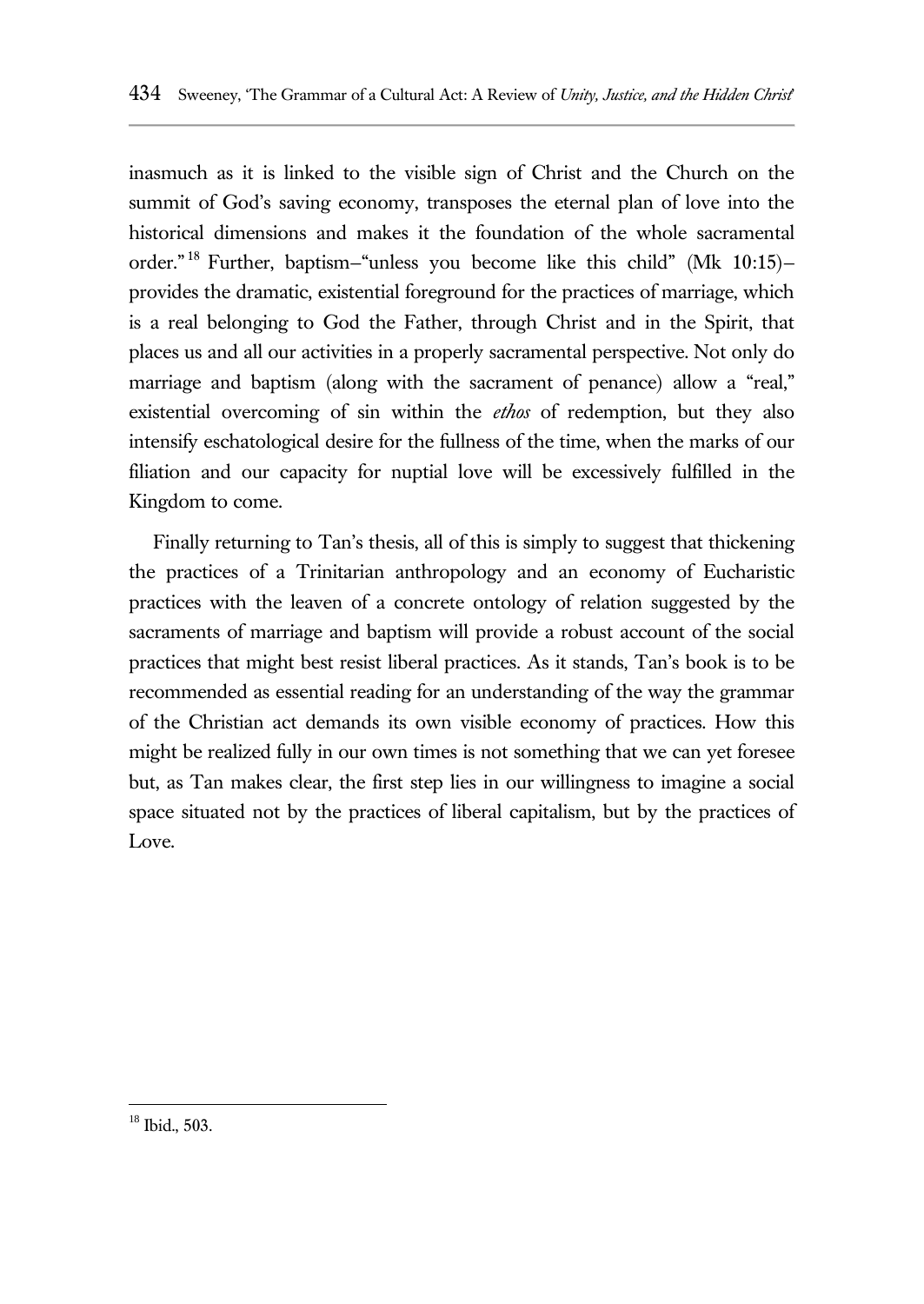inasmuch as it is linked to the visible sign of Christ and the Church on the summit of God's saving economy, transposes the eternal plan of love into the historical dimensions and makes it the foundation of the whole sacramental order."[18] Further, baptism—"unless you become like this child" (Mk 10:15)—provides the dramatic, existential foreground for the practices of marriage, which is a real belonging to God the Father, through Christ and in the Spirit, that places us and all our activities in a properly sacramental perspective. Not only do marriage and baptism (along with the sacrament of penance) allow a "real," existential overcoming of sin within the *ethos* of redemption, but they also intensify eschatological desire for the fullness of the time, when the marks of our filiation and our capacity for nuptial love will be excessively fulfilled in the Kingdom to come.

Finally returning to Tan's thesis, all of this is simply to suggest that thickening the practices of a Trinitarian anthropology and an economy of Eucharistic practices with the leaven of a concrete ontology of relation suggested by the sacraments of marriage and baptism will provide a robust account of the social practices that might best resist liberal practices. As it stands, Tan's book is to be recommended as essential reading for an understanding of the way the grammar of the Christian act demands its own visible economy of practices. How this might be realized fully in our own times is not something that we can yet foresee but, as Tan makes clear, the first step lies in our willingness to imagine a social space situated not by the practices of liberal capitalism, but by the practices of Love.

---

[18] Ibid., 503.